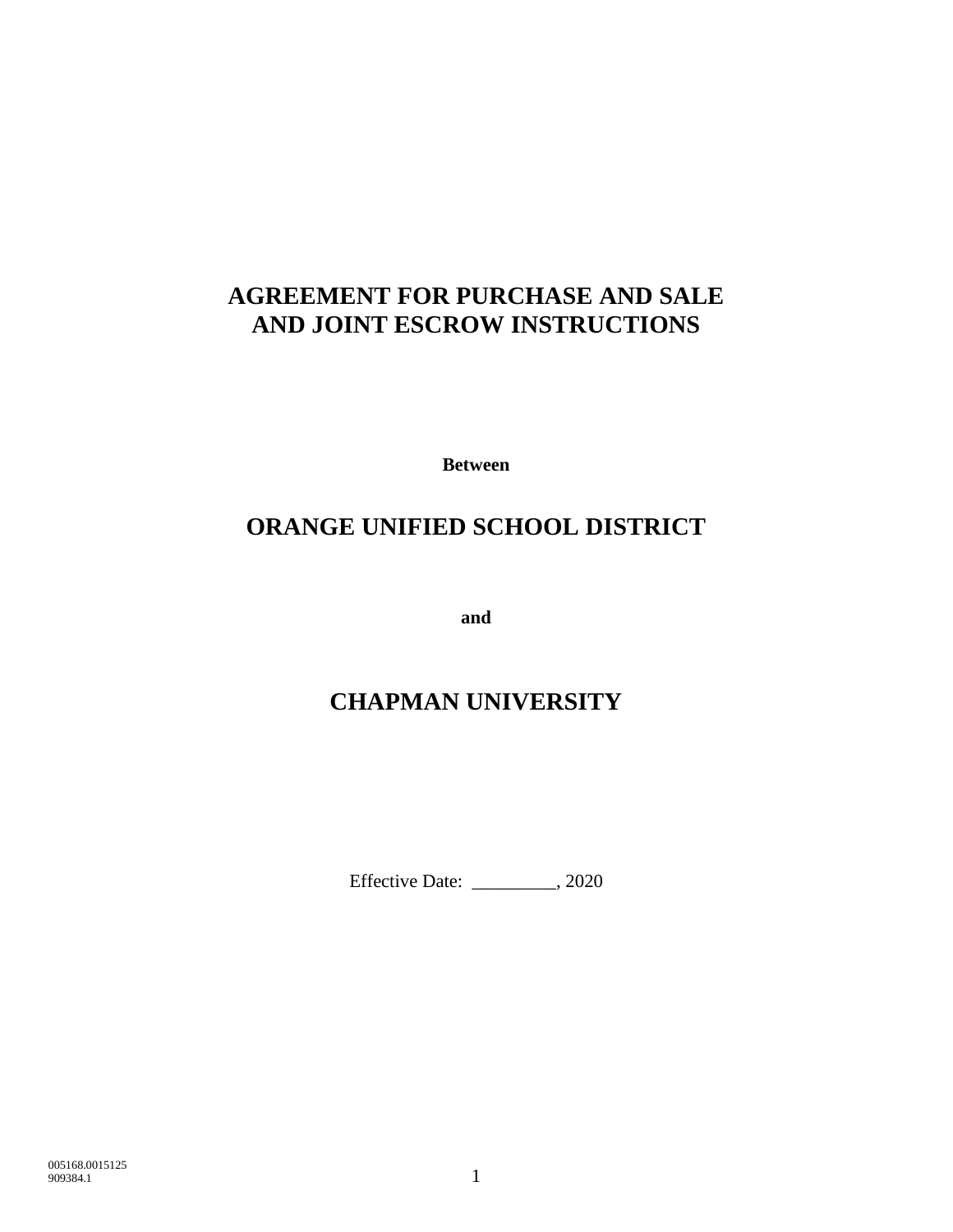# AGREEMENT FOR PURCHASE AND SALE AND JOINT ESCROW INSTRUCTIONS

**Between**

## ORANGE UNIFIED SCHOOL DISTRICT

**and**

## CHAPMAN UNIVERSITY

Effective Date: _________, 2020

005168.0015125
909384.1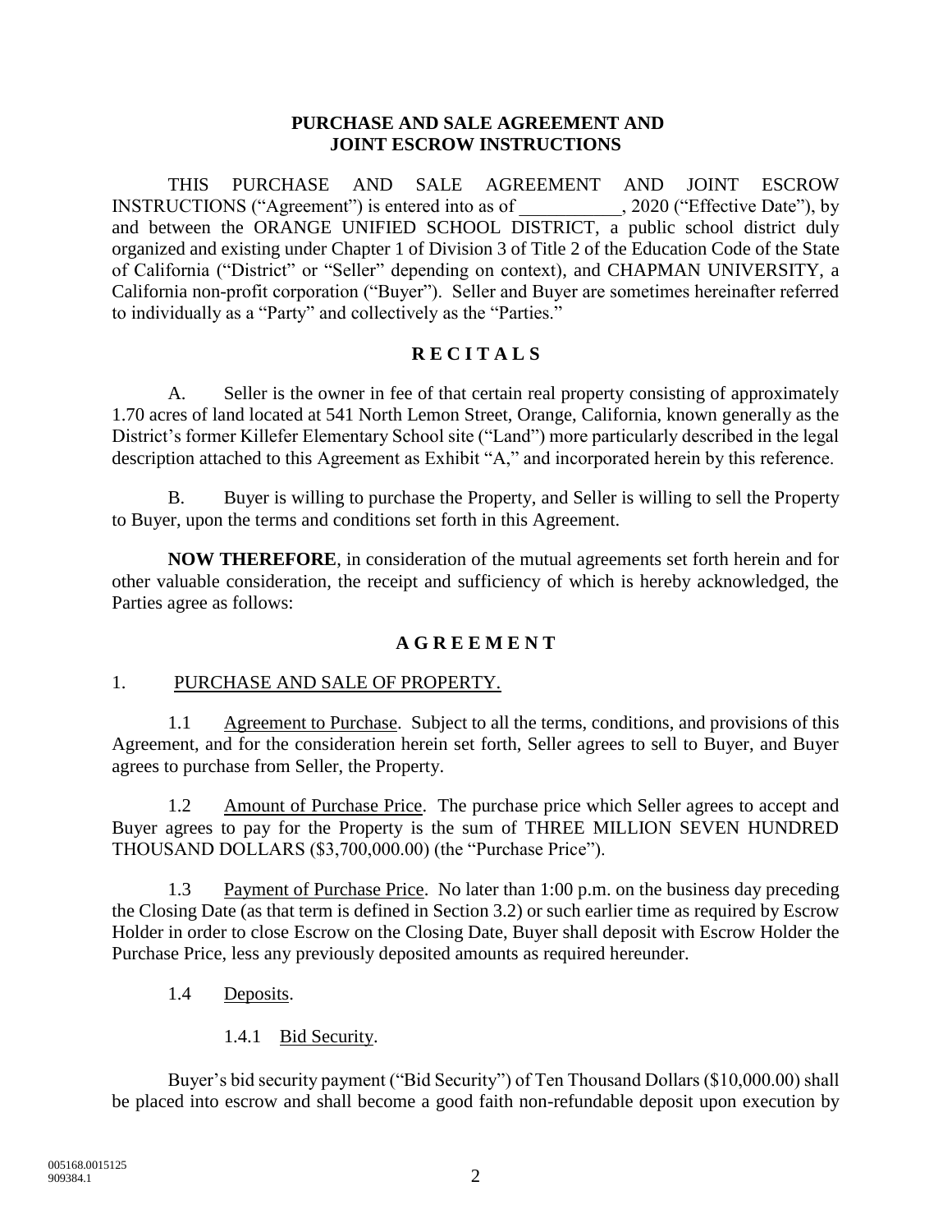# PURCHASE AND SALE AGREEMENT AND JOINT ESCROW INSTRUCTIONS

THIS PURCHASE AND SALE AGREEMENT AND JOINT ESCROW INSTRUCTIONS ("Agreement") is entered into as of ___________, 2020 ("Effective Date"), by and between the ORANGE UNIFIED SCHOOL DISTRICT, a public school district duly organized and existing under Chapter 1 of Division 3 of Title 2 of the Education Code of the State of California ("District" or "Seller" depending on context), and CHAPMAN UNIVERSITY, a California non-profit corporation ("Buyer"). Seller and Buyer are sometimes hereinafter referred to individually as a "Party" and collectively as the "Parties."

## R E C I T A L S

A. Seller is the owner in fee of that certain real property consisting of approximately 1.70 acres of land located at 541 North Lemon Street, Orange, California, known generally as the District's former Killefer Elementary School site ("Land") more particularly described in the legal description attached to this Agreement as Exhibit "A," and incorporated herein by this reference.

B. Buyer is willing to purchase the Property, and Seller is willing to sell the Property to Buyer, upon the terms and conditions set forth in this Agreement.

**NOW THEREFORE**, in consideration of the mutual agreements set forth herein and for other valuable consideration, the receipt and sufficiency of which is hereby acknowledged, the Parties agree as follows:

## A G R E E M E N T

1. PURCHASE AND SALE OF PROPERTY.

1.1 Agreement to Purchase. Subject to all the terms, conditions, and provisions of this Agreement, and for the consideration herein set forth, Seller agrees to sell to Buyer, and Buyer agrees to purchase from Seller, the Property.

1.2 Amount of Purchase Price. The purchase price which Seller agrees to accept and Buyer agrees to pay for the Property is the sum of THREE MILLION SEVEN HUNDRED THOUSAND DOLLARS ($3,700,000.00) (the "Purchase Price").

1.3 Payment of Purchase Price. No later than 1:00 p.m. on the business day preceding the Closing Date (as that term is defined in Section 3.2) or such earlier time as required by Escrow Holder in order to close Escrow on the Closing Date, Buyer shall deposit with Escrow Holder the Purchase Price, less any previously deposited amounts as required hereunder.

1.4 Deposits.

1.4.1 Bid Security.

Buyer's bid security payment ("Bid Security") of Ten Thousand Dollars ($10,000.00) shall be placed into escrow and shall become a good faith non-refundable deposit upon execution by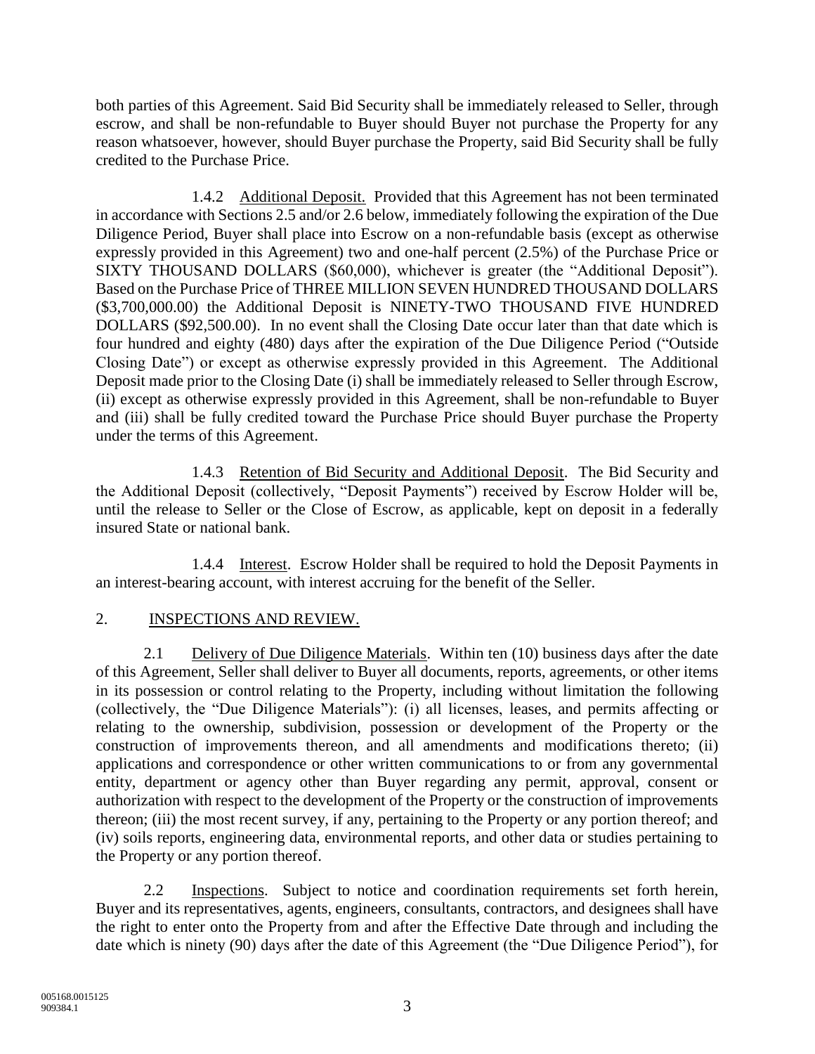both parties of this Agreement. Said Bid Security shall be immediately released to Seller, through escrow, and shall be non-refundable to Buyer should Buyer not purchase the Property for any reason whatsoever, however, should Buyer purchase the Property, said Bid Security shall be fully credited to the Purchase Price.

1.4.2 Additional Deposit. Provided that this Agreement has not been terminated in accordance with Sections 2.5 and/or 2.6 below, immediately following the expiration of the Due Diligence Period, Buyer shall place into Escrow on a non-refundable basis (except as otherwise expressly provided in this Agreement) two and one-half percent (2.5%) of the Purchase Price or SIXTY THOUSAND DOLLARS ($60,000), whichever is greater (the "Additional Deposit"). Based on the Purchase Price of THREE MILLION SEVEN HUNDRED THOUSAND DOLLARS ($3,700,000.00) the Additional Deposit is NINETY-TWO THOUSAND FIVE HUNDRED DOLLARS ($92,500.00). In no event shall the Closing Date occur later than that date which is four hundred and eighty (480) days after the expiration of the Due Diligence Period ("Outside Closing Date") or except as otherwise expressly provided in this Agreement. The Additional Deposit made prior to the Closing Date (i) shall be immediately released to Seller through Escrow, (ii) except as otherwise expressly provided in this Agreement, shall be non-refundable to Buyer and (iii) shall be fully credited toward the Purchase Price should Buyer purchase the Property under the terms of this Agreement.

1.4.3 Retention of Bid Security and Additional Deposit. The Bid Security and the Additional Deposit (collectively, "Deposit Payments") received by Escrow Holder will be, until the release to Seller or the Close of Escrow, as applicable, kept on deposit in a federally insured State or national bank.

1.4.4 Interest. Escrow Holder shall be required to hold the Deposit Payments in an interest-bearing account, with interest accruing for the benefit of the Seller.

## 2. INSPECTIONS AND REVIEW.

2.1 Delivery of Due Diligence Materials. Within ten (10) business days after the date of this Agreement, Seller shall deliver to Buyer all documents, reports, agreements, or other items in its possession or control relating to the Property, including without limitation the following (collectively, the "Due Diligence Materials"): (i) all licenses, leases, and permits affecting or relating to the ownership, subdivision, possession or development of the Property or the construction of improvements thereon, and all amendments and modifications thereto; (ii) applications and correspondence or other written communications to or from any governmental entity, department or agency other than Buyer regarding any permit, approval, consent or authorization with respect to the development of the Property or the construction of improvements thereon; (iii) the most recent survey, if any, pertaining to the Property or any portion thereof; and (iv) soils reports, engineering data, environmental reports, and other data or studies pertaining to the Property or any portion thereof.

2.2 Inspections. Subject to notice and coordination requirements set forth herein, Buyer and its representatives, agents, engineers, consultants, contractors, and designees shall have the right to enter onto the Property from and after the Effective Date through and including the date which is ninety (90) days after the date of this Agreement (the "Due Diligence Period"), for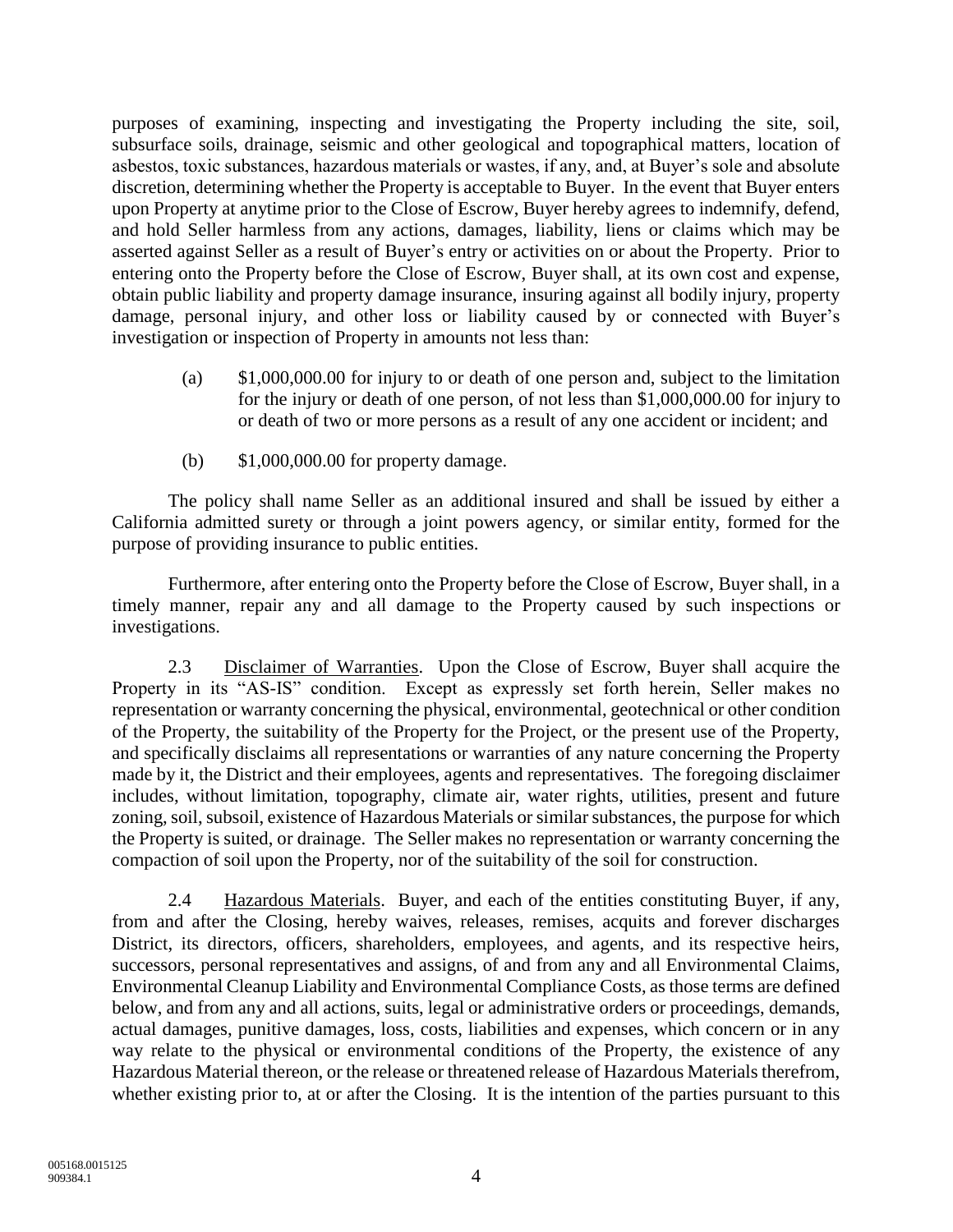purposes of examining, inspecting and investigating the Property including the site, soil, subsurface soils, drainage, seismic and other geological and topographical matters, location of asbestos, toxic substances, hazardous materials or wastes, if any, and, at Buyer's sole and absolute discretion, determining whether the Property is acceptable to Buyer. In the event that Buyer enters upon Property at anytime prior to the Close of Escrow, Buyer hereby agrees to indemnify, defend, and hold Seller harmless from any actions, damages, liability, liens or claims which may be asserted against Seller as a result of Buyer's entry or activities on or about the Property. Prior to entering onto the Property before the Close of Escrow, Buyer shall, at its own cost and expense, obtain public liability and property damage insurance, insuring against all bodily injury, property damage, personal injury, and other loss or liability caused by or connected with Buyer's investigation or inspection of Property in amounts not less than:

(a) $1,000,000.00 for injury to or death of one person and, subject to the limitation for the injury or death of one person, of not less than $1,000,000.00 for injury to or death of two or more persons as a result of any one accident or incident; and

(b) $1,000,000.00 for property damage.

The policy shall name Seller as an additional insured and shall be issued by either a California admitted surety or through a joint powers agency, or similar entity, formed for the purpose of providing insurance to public entities.

Furthermore, after entering onto the Property before the Close of Escrow, Buyer shall, in a timely manner, repair any and all damage to the Property caused by such inspections or investigations.

2.3 Disclaimer of Warranties. Upon the Close of Escrow, Buyer shall acquire the Property in its "AS-IS" condition. Except as expressly set forth herein, Seller makes no representation or warranty concerning the physical, environmental, geotechnical or other condition of the Property, the suitability of the Property for the Project, or the present use of the Property, and specifically disclaims all representations or warranties of any nature concerning the Property made by it, the District and their employees, agents and representatives. The foregoing disclaimer includes, without limitation, topography, climate air, water rights, utilities, present and future zoning, soil, subsoil, existence of Hazardous Materials or similar substances, the purpose for which the Property is suited, or drainage. The Seller makes no representation or warranty concerning the compaction of soil upon the Property, nor of the suitability of the soil for construction.

2.4 Hazardous Materials. Buyer, and each of the entities constituting Buyer, if any, from and after the Closing, hereby waives, releases, remises, acquits and forever discharges District, its directors, officers, shareholders, employees, and agents, and its respective heirs, successors, personal representatives and assigns, of and from any and all Environmental Claims, Environmental Cleanup Liability and Environmental Compliance Costs, as those terms are defined below, and from any and all actions, suits, legal or administrative orders or proceedings, demands, actual damages, punitive damages, loss, costs, liabilities and expenses, which concern or in any way relate to the physical or environmental conditions of the Property, the existence of any Hazardous Material thereon, or the release or threatened release of Hazardous Materials therefrom, whether existing prior to, at or after the Closing. It is the intention of the parties pursuant to this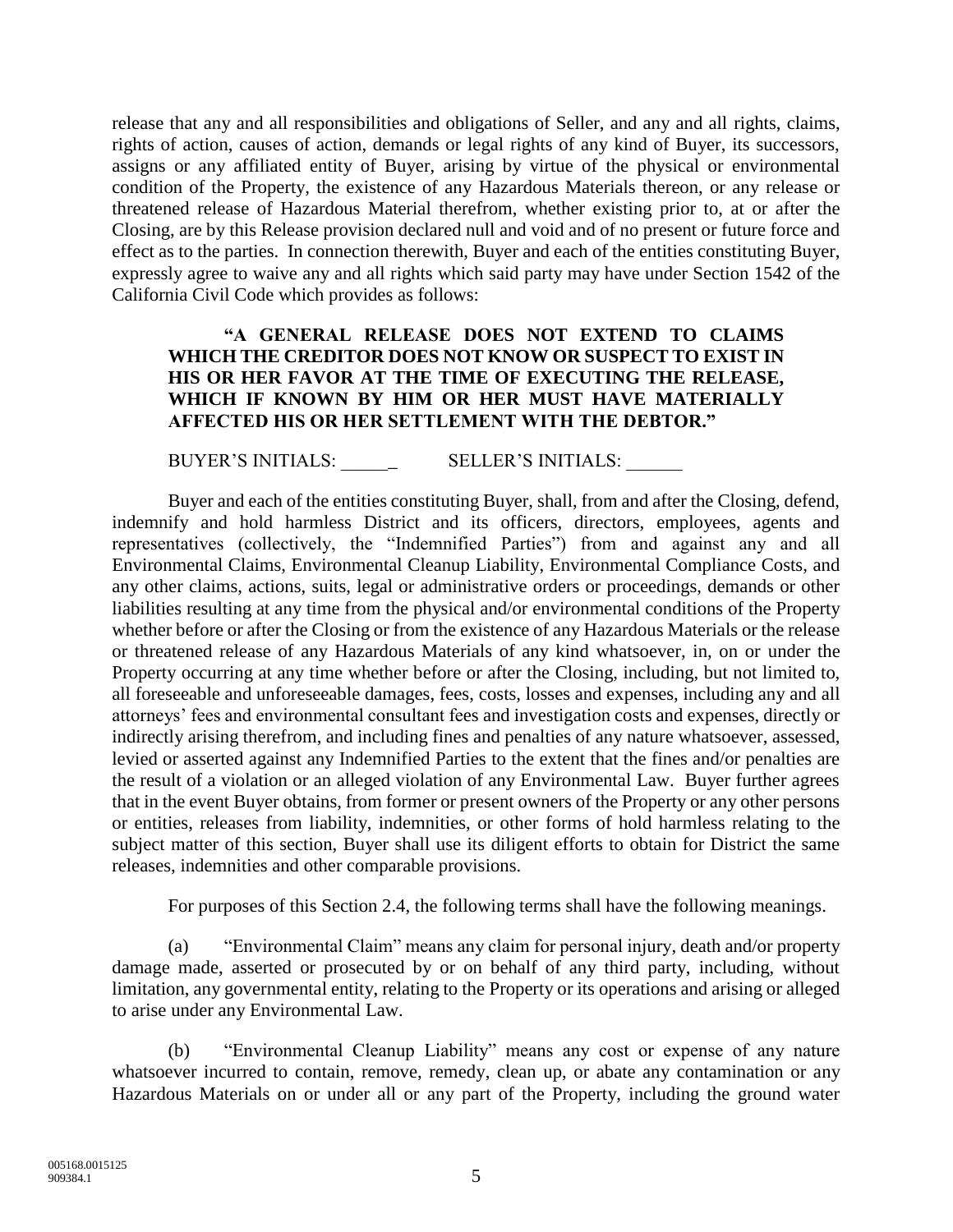release that any and all responsibilities and obligations of Seller, and any and all rights, claims, rights of action, causes of action, demands or legal rights of any kind of Buyer, its successors, assigns or any affiliated entity of Buyer, arising by virtue of the physical or environmental condition of the Property, the existence of any Hazardous Materials thereon, or any release or threatened release of Hazardous Material therefrom, whether existing prior to, at or after the Closing, are by this Release provision declared null and void and of no present or future force and effect as to the parties. In connection therewith, Buyer and each of the entities constituting Buyer, expressly agree to waive any and all rights which said party may have under Section 1542 of the California Civil Code which provides as follows:

> **"A GENERAL RELEASE DOES NOT EXTEND TO CLAIMS WHICH THE CREDITOR DOES NOT KNOW OR SUSPECT TO EXIST IN HIS OR HER FAVOR AT THE TIME OF EXECUTING THE RELEASE, WHICH IF KNOWN BY HIM OR HER MUST HAVE MATERIALLY AFFECTED HIS OR HER SETTLEMENT WITH THE DEBTOR."**

BUYER'S INITIALS: ______ SELLER'S INITIALS: ______

Buyer and each of the entities constituting Buyer, shall, from and after the Closing, defend, indemnify and hold harmless District and its officers, directors, employees, agents and representatives (collectively, the "Indemnified Parties") from and against any and all Environmental Claims, Environmental Cleanup Liability, Environmental Compliance Costs, and any other claims, actions, suits, legal or administrative orders or proceedings, demands or other liabilities resulting at any time from the physical and/or environmental conditions of the Property whether before or after the Closing or from the existence of any Hazardous Materials or the release or threatened release of any Hazardous Materials of any kind whatsoever, in, on or under the Property occurring at any time whether before or after the Closing, including, but not limited to, all foreseeable and unforeseeable damages, fees, costs, losses and expenses, including any and all attorneys' fees and environmental consultant fees and investigation costs and expenses, directly or indirectly arising therefrom, and including fines and penalties of any nature whatsoever, assessed, levied or asserted against any Indemnified Parties to the extent that the fines and/or penalties are the result of a violation or an alleged violation of any Environmental Law. Buyer further agrees that in the event Buyer obtains, from former or present owners of the Property or any other persons or entities, releases from liability, indemnities, or other forms of hold harmless relating to the subject matter of this section, Buyer shall use its diligent efforts to obtain for District the same releases, indemnities and other comparable provisions.

For purposes of this Section 2.4, the following terms shall have the following meanings.

(a) "Environmental Claim" means any claim for personal injury, death and/or property damage made, asserted or prosecuted by or on behalf of any third party, including, without limitation, any governmental entity, relating to the Property or its operations and arising or alleged to arise under any Environmental Law.

(b) "Environmental Cleanup Liability" means any cost or expense of any nature whatsoever incurred to contain, remove, remedy, clean up, or abate any contamination or any Hazardous Materials on or under all or any part of the Property, including the ground water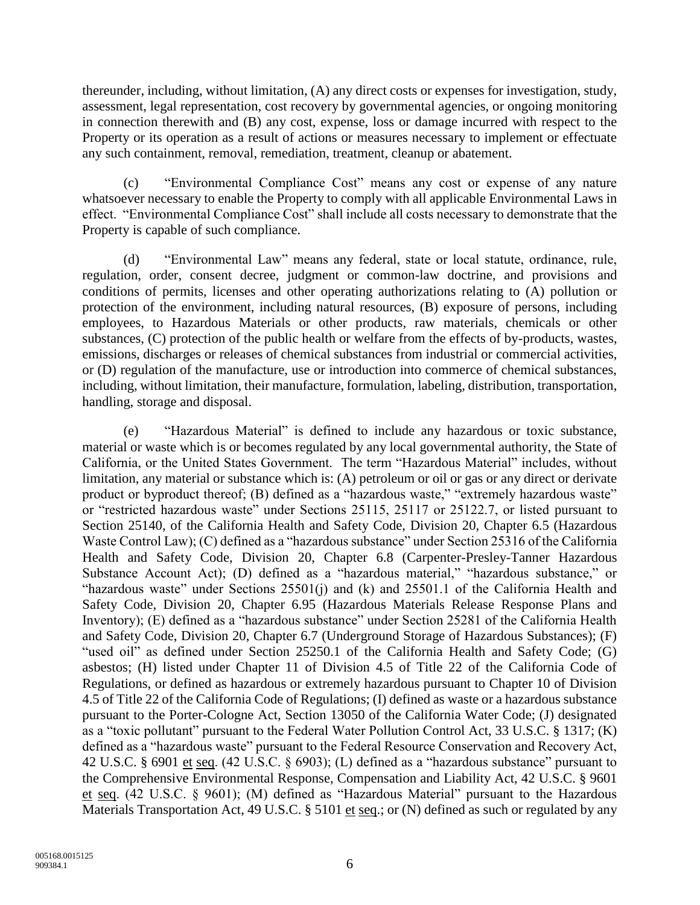thereunder, including, without limitation, (A) any direct costs or expenses for investigation, study, assessment, legal representation, cost recovery by governmental agencies, or ongoing monitoring in connection therewith and (B) any cost, expense, loss or damage incurred with respect to the Property or its operation as a result of actions or measures necessary to implement or effectuate any such containment, removal, remediation, treatment, cleanup or abatement.

(c) "Environmental Compliance Cost" means any cost or expense of any nature whatsoever necessary to enable the Property to comply with all applicable Environmental Laws in effect. "Environmental Compliance Cost" shall include all costs necessary to demonstrate that the Property is capable of such compliance.

(d) "Environmental Law" means any federal, state or local statute, ordinance, rule, regulation, order, consent decree, judgment or common-law doctrine, and provisions and conditions of permits, licenses and other operating authorizations relating to (A) pollution or protection of the environment, including natural resources, (B) exposure of persons, including employees, to Hazardous Materials or other products, raw materials, chemicals or other substances, (C) protection of the public health or welfare from the effects of by-products, wastes, emissions, discharges or releases of chemical substances from industrial or commercial activities, or (D) regulation of the manufacture, use or introduction into commerce of chemical substances, including, without limitation, their manufacture, formulation, labeling, distribution, transportation, handling, storage and disposal.

(e) "Hazardous Material" is defined to include any hazardous or toxic substance, material or waste which is or becomes regulated by any local governmental authority, the State of California, or the United States Government. The term "Hazardous Material" includes, without limitation, any material or substance which is: (A) petroleum or oil or gas or any direct or derivate product or byproduct thereof; (B) defined as a "hazardous waste," "extremely hazardous waste" or "restricted hazardous waste" under Sections 25115, 25117 or 25122.7, or listed pursuant to Section 25140, of the California Health and Safety Code, Division 20, Chapter 6.5 (Hazardous Waste Control Law); (C) defined as a "hazardous substance" under Section 25316 of the California Health and Safety Code, Division 20, Chapter 6.8 (Carpenter-Presley-Tanner Hazardous Substance Account Act); (D) defined as a "hazardous material," "hazardous substance," or "hazardous waste" under Sections 25501(j) and (k) and 25501.1 of the California Health and Safety Code, Division 20, Chapter 6.95 (Hazardous Materials Release Response Plans and Inventory); (E) defined as a "hazardous substance" under Section 25281 of the California Health and Safety Code, Division 20, Chapter 6.7 (Underground Storage of Hazardous Substances); (F) "used oil" as defined under Section 25250.1 of the California Health and Safety Code; (G) asbestos; (H) listed under Chapter 11 of Division 4.5 of Title 22 of the California Code of Regulations, or defined as hazardous or extremely hazardous pursuant to Chapter 10 of Division 4.5 of Title 22 of the California Code of Regulations; (I) defined as waste or a hazardous substance pursuant to the Porter-Cologne Act, Section 13050 of the California Water Code; (J) designated as a "toxic pollutant" pursuant to the Federal Water Pollution Control Act, 33 U.S.C. § 1317; (K) defined as a "hazardous waste" pursuant to the Federal Resource Conservation and Recovery Act, 42 U.S.C. § 6901 et seq. (42 U.S.C. § 6903); (L) defined as a "hazardous substance" pursuant to the Comprehensive Environmental Response, Compensation and Liability Act, 42 U.S.C. § 9601 et seq. (42 U.S.C. § 9601); (M) defined as "Hazardous Material" pursuant to the Hazardous Materials Transportation Act, 49 U.S.C. § 5101 et seq.; or (N) defined as such or regulated by any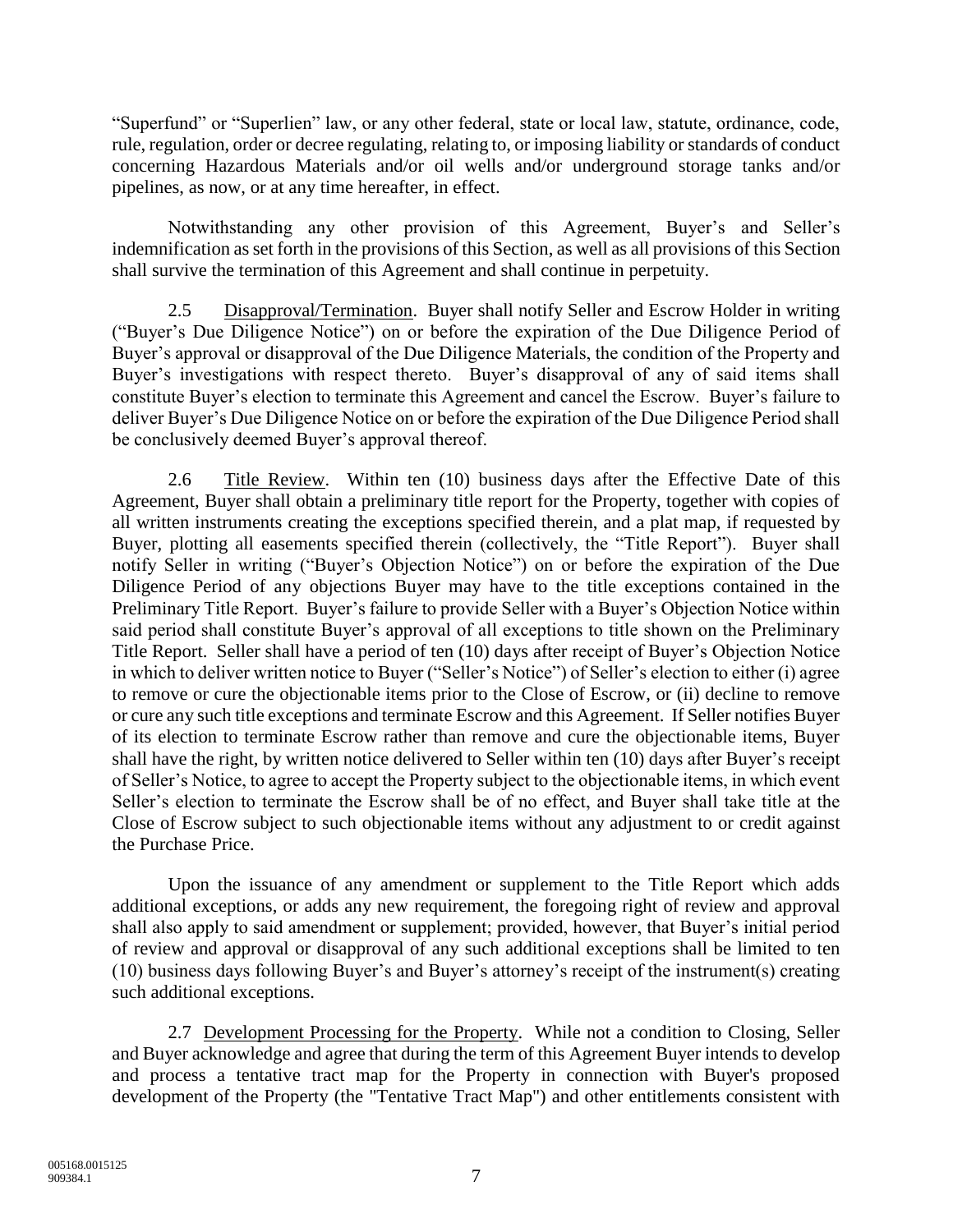"Superfund" or "Superlien" law, or any other federal, state or local law, statute, ordinance, code, rule, regulation, order or decree regulating, relating to, or imposing liability or standards of conduct concerning Hazardous Materials and/or oil wells and/or underground storage tanks and/or pipelines, as now, or at any time hereafter, in effect.

Notwithstanding any other provision of this Agreement, Buyer's and Seller's indemnification as set forth in the provisions of this Section, as well as all provisions of this Section shall survive the termination of this Agreement and shall continue in perpetuity.

2.5 Disapproval/Termination. Buyer shall notify Seller and Escrow Holder in writing ("Buyer's Due Diligence Notice") on or before the expiration of the Due Diligence Period of Buyer's approval or disapproval of the Due Diligence Materials, the condition of the Property and Buyer's investigations with respect thereto. Buyer's disapproval of any of said items shall constitute Buyer's election to terminate this Agreement and cancel the Escrow. Buyer's failure to deliver Buyer's Due Diligence Notice on or before the expiration of the Due Diligence Period shall be conclusively deemed Buyer's approval thereof.

2.6 Title Review. Within ten (10) business days after the Effective Date of this Agreement, Buyer shall obtain a preliminary title report for the Property, together with copies of all written instruments creating the exceptions specified therein, and a plat map, if requested by Buyer, plotting all easements specified therein (collectively, the "Title Report"). Buyer shall notify Seller in writing ("Buyer's Objection Notice") on or before the expiration of the Due Diligence Period of any objections Buyer may have to the title exceptions contained in the Preliminary Title Report. Buyer's failure to provide Seller with a Buyer's Objection Notice within said period shall constitute Buyer's approval of all exceptions to title shown on the Preliminary Title Report. Seller shall have a period of ten (10) days after receipt of Buyer's Objection Notice in which to deliver written notice to Buyer ("Seller's Notice") of Seller's election to either (i) agree to remove or cure the objectionable items prior to the Close of Escrow, or (ii) decline to remove or cure any such title exceptions and terminate Escrow and this Agreement. If Seller notifies Buyer of its election to terminate Escrow rather than remove and cure the objectionable items, Buyer shall have the right, by written notice delivered to Seller within ten (10) days after Buyer's receipt of Seller's Notice, to agree to accept the Property subject to the objectionable items, in which event Seller's election to terminate the Escrow shall be of no effect, and Buyer shall take title at the Close of Escrow subject to such objectionable items without any adjustment to or credit against the Purchase Price.

Upon the issuance of any amendment or supplement to the Title Report which adds additional exceptions, or adds any new requirement, the foregoing right of review and approval shall also apply to said amendment or supplement; provided, however, that Buyer's initial period of review and approval or disapproval of any such additional exceptions shall be limited to ten (10) business days following Buyer's and Buyer's attorney's receipt of the instrument(s) creating such additional exceptions.

2.7 Development Processing for the Property. While not a condition to Closing, Seller and Buyer acknowledge and agree that during the term of this Agreement Buyer intends to develop and process a tentative tract map for the Property in connection with Buyer's proposed development of the Property (the "Tentative Tract Map") and other entitlements consistent with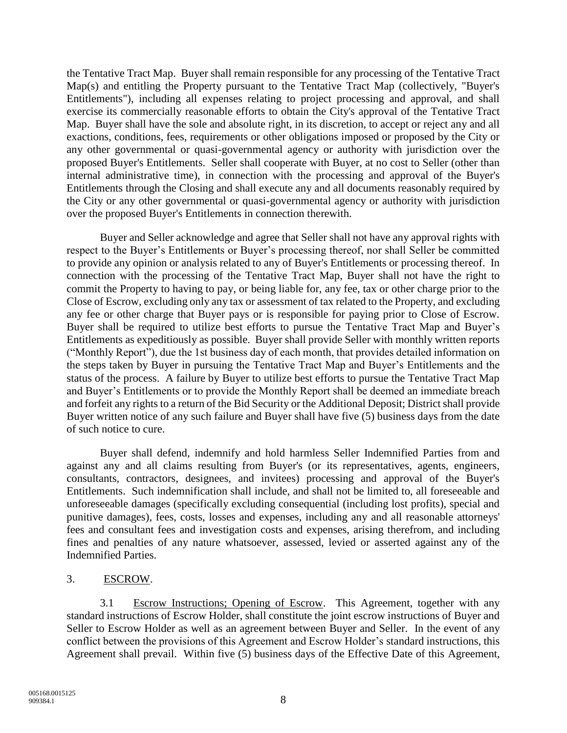the Tentative Tract Map. Buyer shall remain responsible for any processing of the Tentative Tract Map(s) and entitling the Property pursuant to the Tentative Tract Map (collectively, "Buyer's Entitlements"), including all expenses relating to project processing and approval, and shall exercise its commercially reasonable efforts to obtain the City's approval of the Tentative Tract Map. Buyer shall have the sole and absolute right, in its discretion, to accept or reject any and all exactions, conditions, fees, requirements or other obligations imposed or proposed by the City or any other governmental or quasi-governmental agency or authority with jurisdiction over the proposed Buyer's Entitlements. Seller shall cooperate with Buyer, at no cost to Seller (other than internal administrative time), in connection with the processing and approval of the Buyer's Entitlements through the Closing and shall execute any and all documents reasonably required by the City or any other governmental or quasi-governmental agency or authority with jurisdiction over the proposed Buyer's Entitlements in connection therewith.

Buyer and Seller acknowledge and agree that Seller shall not have any approval rights with respect to the Buyer's Entitlements or Buyer's processing thereof, nor shall Seller be committed to provide any opinion or analysis related to any of Buyer's Entitlements or processing thereof. In connection with the processing of the Tentative Tract Map, Buyer shall not have the right to commit the Property to having to pay, or being liable for, any fee, tax or other charge prior to the Close of Escrow, excluding only any tax or assessment of tax related to the Property, and excluding any fee or other charge that Buyer pays or is responsible for paying prior to Close of Escrow. Buyer shall be required to utilize best efforts to pursue the Tentative Tract Map and Buyer's Entitlements as expeditiously as possible. Buyer shall provide Seller with monthly written reports ("Monthly Report"), due the 1st business day of each month, that provides detailed information on the steps taken by Buyer in pursuing the Tentative Tract Map and Buyer's Entitlements and the status of the process. A failure by Buyer to utilize best efforts to pursue the Tentative Tract Map and Buyer's Entitlements or to provide the Monthly Report shall be deemed an immediate breach and forfeit any rights to a return of the Bid Security or the Additional Deposit; District shall provide Buyer written notice of any such failure and Buyer shall have five (5) business days from the date of such notice to cure.

Buyer shall defend, indemnify and hold harmless Seller Indemnified Parties from and against any and all claims resulting from Buyer's (or its representatives, agents, engineers, consultants, contractors, designees, and invitees) processing and approval of the Buyer's Entitlements. Such indemnification shall include, and shall not be limited to, all foreseeable and unforeseeable damages (specifically excluding consequential (including lost profits), special and punitive damages), fees, costs, losses and expenses, including any and all reasonable attorneys' fees and consultant fees and investigation costs and expenses, arising therefrom, and including fines and penalties of any nature whatsoever, assessed, levied or asserted against any of the Indemnified Parties.

3. <u>ESCROW</u>.

3.1 <u>Escrow Instructions; Opening of Escrow</u>. This Agreement, together with any standard instructions of Escrow Holder, shall constitute the joint escrow instructions of Buyer and Seller to Escrow Holder as well as an agreement between Buyer and Seller. In the event of any conflict between the provisions of this Agreement and Escrow Holder's standard instructions, this Agreement shall prevail. Within five (5) business days of the Effective Date of this Agreement,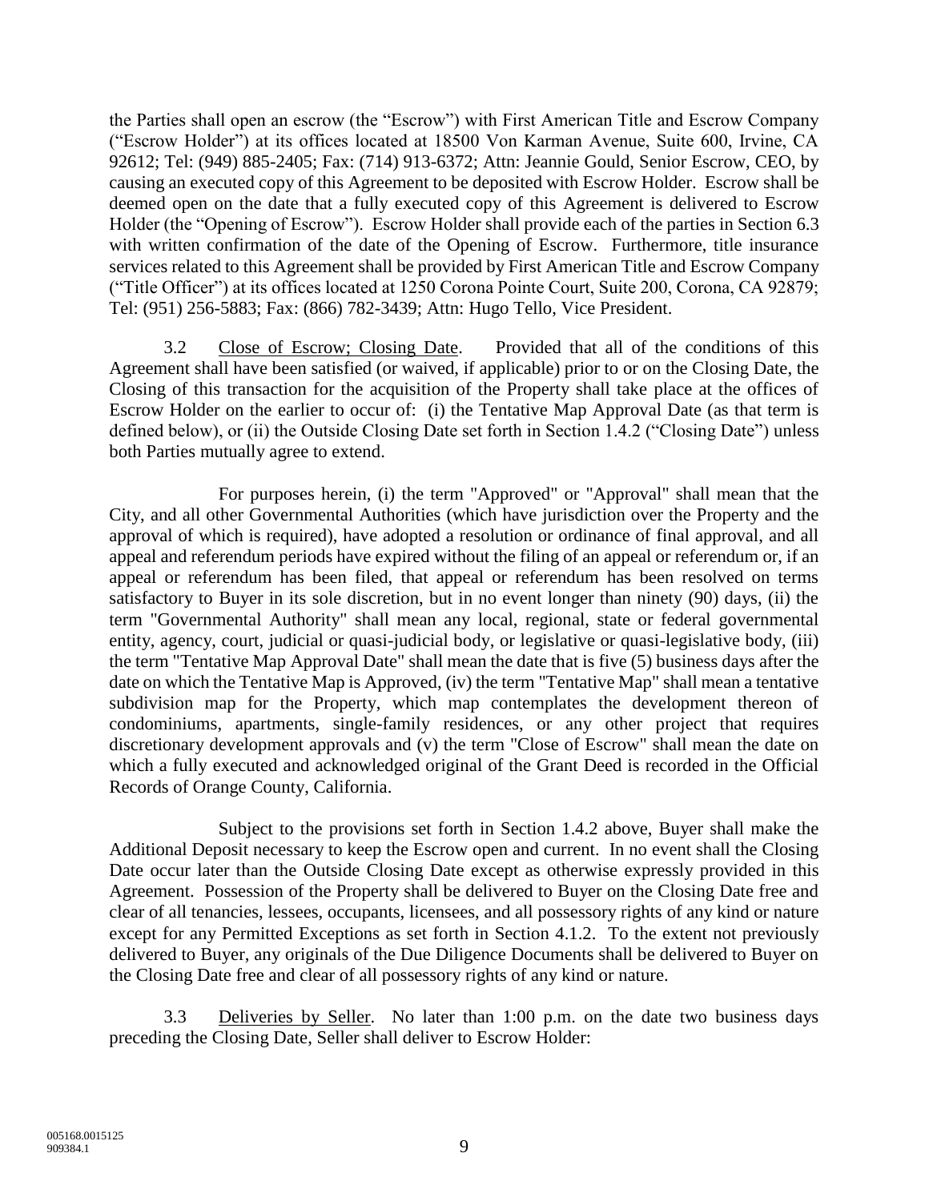the Parties shall open an escrow (the "Escrow") with First American Title and Escrow Company ("Escrow Holder") at its offices located at 18500 Von Karman Avenue, Suite 600, Irvine, CA 92612; Tel: (949) 885-2405; Fax: (714) 913-6372; Attn: Jeannie Gould, Senior Escrow, CEO, by causing an executed copy of this Agreement to be deposited with Escrow Holder. Escrow shall be deemed open on the date that a fully executed copy of this Agreement is delivered to Escrow Holder (the "Opening of Escrow"). Escrow Holder shall provide each of the parties in Section 6.3 with written confirmation of the date of the Opening of Escrow. Furthermore, title insurance services related to this Agreement shall be provided by First American Title and Escrow Company ("Title Officer") at its offices located at 1250 Corona Pointe Court, Suite 200, Corona, CA 92879; Tel: (951) 256-5883; Fax: (866) 782-3439; Attn: Hugo Tello, Vice President.

3.2 Close of Escrow; Closing Date. Provided that all of the conditions of this Agreement shall have been satisfied (or waived, if applicable) prior to or on the Closing Date, the Closing of this transaction for the acquisition of the Property shall take place at the offices of Escrow Holder on the earlier to occur of: (i) the Tentative Map Approval Date (as that term is defined below), or (ii) the Outside Closing Date set forth in Section 1.4.2 ("Closing Date") unless both Parties mutually agree to extend.

For purposes herein, (i) the term "Approved" or "Approval" shall mean that the City, and all other Governmental Authorities (which have jurisdiction over the Property and the approval of which is required), have adopted a resolution or ordinance of final approval, and all appeal and referendum periods have expired without the filing of an appeal or referendum or, if an appeal or referendum has been filed, that appeal or referendum has been resolved on terms satisfactory to Buyer in its sole discretion, but in no event longer than ninety (90) days, (ii) the term "Governmental Authority" shall mean any local, regional, state or federal governmental entity, agency, court, judicial or quasi-judicial body, or legislative or quasi-legislative body, (iii) the term "Tentative Map Approval Date" shall mean the date that is five (5) business days after the date on which the Tentative Map is Approved, (iv) the term "Tentative Map" shall mean a tentative subdivision map for the Property, which map contemplates the development thereon of condominiums, apartments, single-family residences, or any other project that requires discretionary development approvals and (v) the term "Close of Escrow" shall mean the date on which a fully executed and acknowledged original of the Grant Deed is recorded in the Official Records of Orange County, California.

Subject to the provisions set forth in Section 1.4.2 above, Buyer shall make the Additional Deposit necessary to keep the Escrow open and current. In no event shall the Closing Date occur later than the Outside Closing Date except as otherwise expressly provided in this Agreement. Possession of the Property shall be delivered to Buyer on the Closing Date free and clear of all tenancies, lessees, occupants, licensees, and all possessory rights of any kind or nature except for any Permitted Exceptions as set forth in Section 4.1.2. To the extent not previously delivered to Buyer, any originals of the Due Diligence Documents shall be delivered to Buyer on the Closing Date free and clear of all possessory rights of any kind or nature.

3.3 Deliveries by Seller. No later than 1:00 p.m. on the date two business days preceding the Closing Date, Seller shall deliver to Escrow Holder: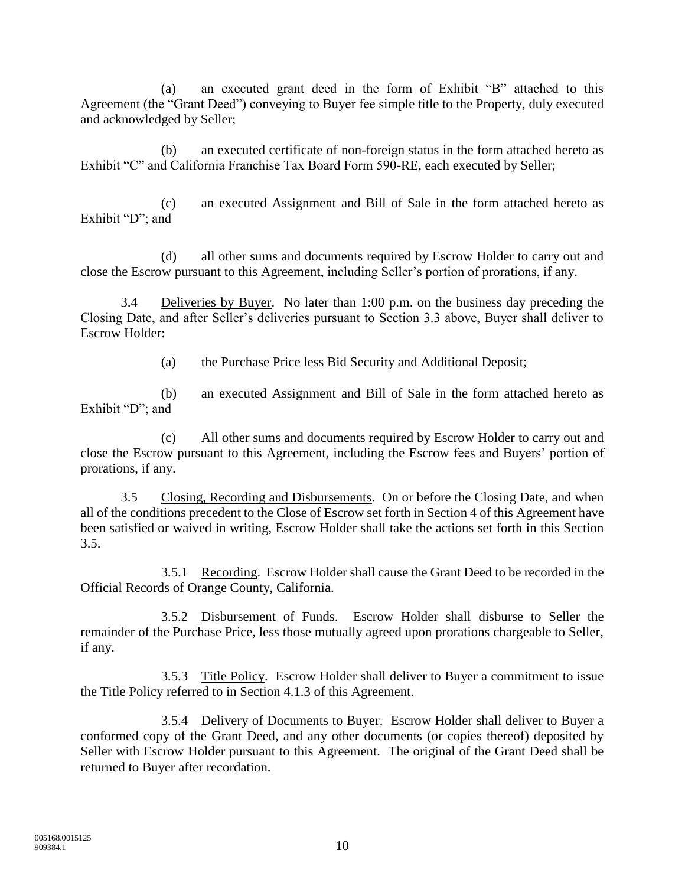(a) an executed grant deed in the form of Exhibit "B" attached to this Agreement (the "Grant Deed") conveying to Buyer fee simple title to the Property, duly executed and acknowledged by Seller;

(b) an executed certificate of non-foreign status in the form attached hereto as Exhibit "C" and California Franchise Tax Board Form 590-RE, each executed by Seller;

(c) an executed Assignment and Bill of Sale in the form attached hereto as Exhibit "D"; and

(d) all other sums and documents required by Escrow Holder to carry out and close the Escrow pursuant to this Agreement, including Seller's portion of prorations, if any.

3.4 Deliveries by Buyer. No later than 1:00 p.m. on the business day preceding the Closing Date, and after Seller's deliveries pursuant to Section 3.3 above, Buyer shall deliver to Escrow Holder:

(a) the Purchase Price less Bid Security and Additional Deposit;

(b) an executed Assignment and Bill of Sale in the form attached hereto as Exhibit "D"; and

(c) All other sums and documents required by Escrow Holder to carry out and close the Escrow pursuant to this Agreement, including the Escrow fees and Buyers' portion of prorations, if any.

3.5 Closing, Recording and Disbursements. On or before the Closing Date, and when all of the conditions precedent to the Close of Escrow set forth in Section 4 of this Agreement have been satisfied or waived in writing, Escrow Holder shall take the actions set forth in this Section 3.5.

3.5.1 Recording. Escrow Holder shall cause the Grant Deed to be recorded in the Official Records of Orange County, California.

3.5.2 Disbursement of Funds. Escrow Holder shall disburse to Seller the remainder of the Purchase Price, less those mutually agreed upon prorations chargeable to Seller, if any.

3.5.3 Title Policy. Escrow Holder shall deliver to Buyer a commitment to issue the Title Policy referred to in Section 4.1.3 of this Agreement.

3.5.4 Delivery of Documents to Buyer. Escrow Holder shall deliver to Buyer a conformed copy of the Grant Deed, and any other documents (or copies thereof) deposited by Seller with Escrow Holder pursuant to this Agreement. The original of the Grant Deed shall be returned to Buyer after recordation.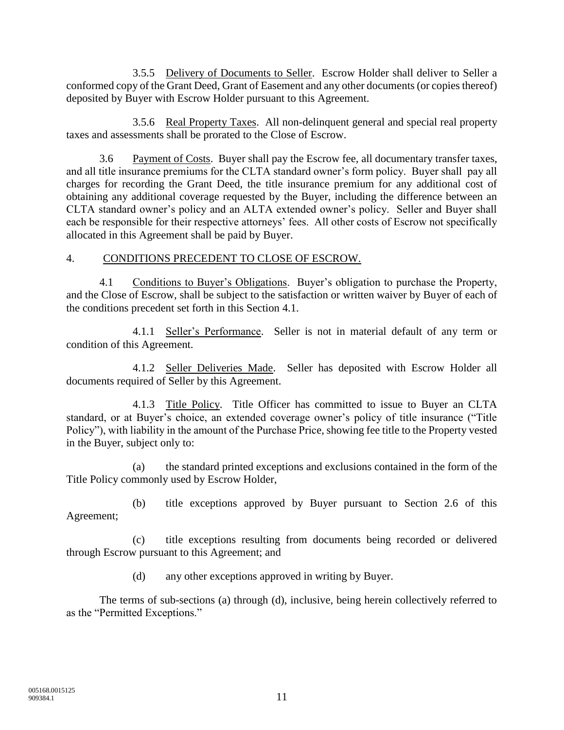3.5.5 Delivery of Documents to Seller. Escrow Holder shall deliver to Seller a conformed copy of the Grant Deed, Grant of Easement and any other documents (or copies thereof) deposited by Buyer with Escrow Holder pursuant to this Agreement.

3.5.6 Real Property Taxes. All non-delinquent general and special real property taxes and assessments shall be prorated to the Close of Escrow.

3.6 Payment of Costs. Buyer shall pay the Escrow fee, all documentary transfer taxes, and all title insurance premiums for the CLTA standard owner's form policy. Buyer shall pay all charges for recording the Grant Deed, the title insurance premium for any additional cost of obtaining any additional coverage requested by the Buyer, including the difference between an CLTA standard owner's policy and an ALTA extended owner's policy. Seller and Buyer shall each be responsible for their respective attorneys' fees. All other costs of Escrow not specifically allocated in this Agreement shall be paid by Buyer.

## 4. CONDITIONS PRECEDENT TO CLOSE OF ESCROW.

4.1 Conditions to Buyer's Obligations. Buyer's obligation to purchase the Property, and the Close of Escrow, shall be subject to the satisfaction or written waiver by Buyer of each of the conditions precedent set forth in this Section 4.1.

4.1.1 Seller's Performance. Seller is not in material default of any term or condition of this Agreement.

4.1.2 Seller Deliveries Made. Seller has deposited with Escrow Holder all documents required of Seller by this Agreement.

4.1.3 Title Policy. Title Officer has committed to issue to Buyer an CLTA standard, or at Buyer's choice, an extended coverage owner's policy of title insurance ("Title Policy"), with liability in the amount of the Purchase Price, showing fee title to the Property vested in the Buyer, subject only to:

(a) the standard printed exceptions and exclusions contained in the form of the Title Policy commonly used by Escrow Holder,

(b) title exceptions approved by Buyer pursuant to Section 2.6 of this Agreement;

(c) title exceptions resulting from documents being recorded or delivered through Escrow pursuant to this Agreement; and

(d) any other exceptions approved in writing by Buyer.

The terms of sub-sections (a) through (d), inclusive, being herein collectively referred to as the "Permitted Exceptions."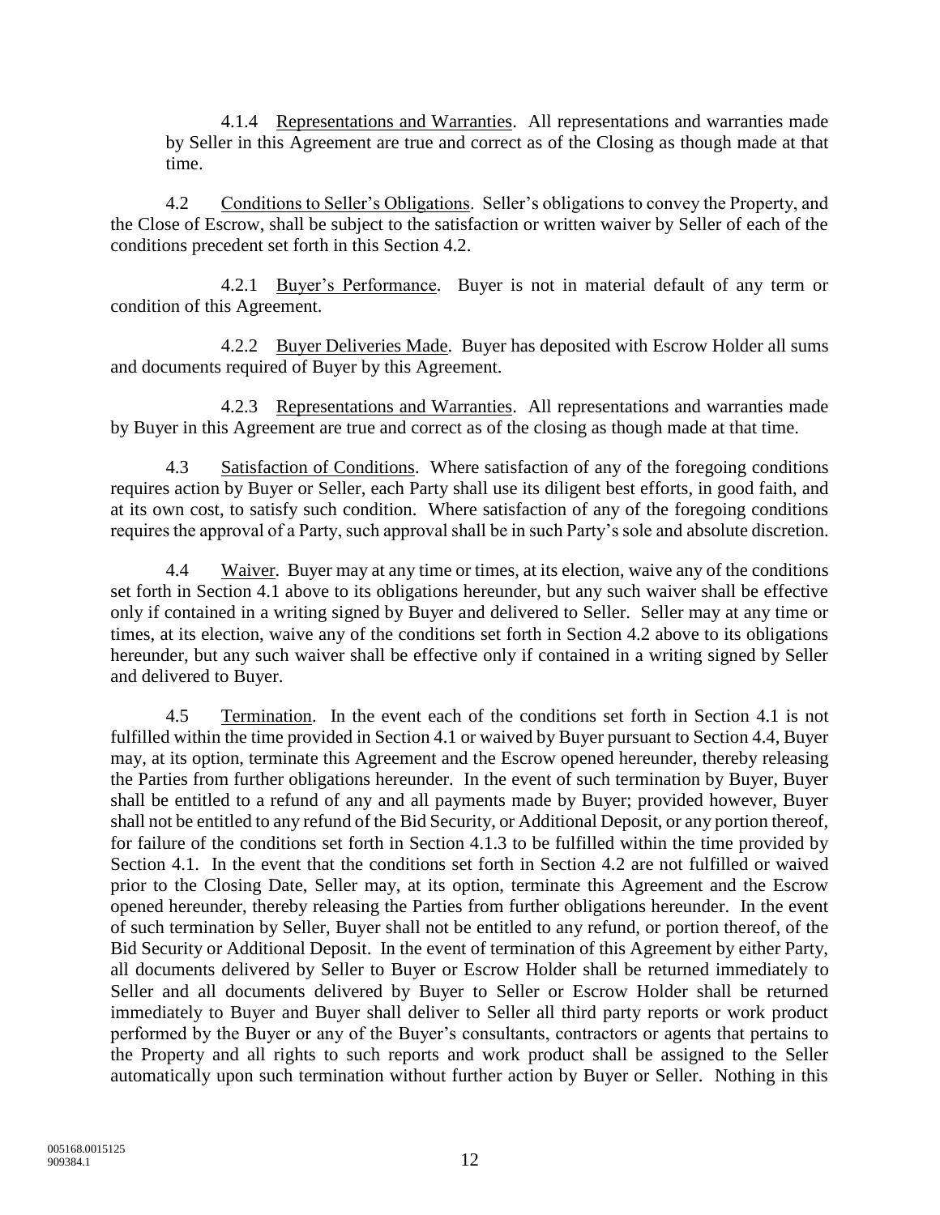4.1.4 Representations and Warranties. All representations and warranties made by Seller in this Agreement are true and correct as of the Closing as though made at that time.

4.2 Conditions to Seller's Obligations. Seller's obligations to convey the Property, and the Close of Escrow, shall be subject to the satisfaction or written waiver by Seller of each of the conditions precedent set forth in this Section 4.2.

4.2.1 Buyer's Performance. Buyer is not in material default of any term or condition of this Agreement.

4.2.2 Buyer Deliveries Made. Buyer has deposited with Escrow Holder all sums and documents required of Buyer by this Agreement.

4.2.3 Representations and Warranties. All representations and warranties made by Buyer in this Agreement are true and correct as of the closing as though made at that time.

4.3 Satisfaction of Conditions. Where satisfaction of any of the foregoing conditions requires action by Buyer or Seller, each Party shall use its diligent best efforts, in good faith, and at its own cost, to satisfy such condition. Where satisfaction of any of the foregoing conditions requires the approval of a Party, such approval shall be in such Party's sole and absolute discretion.

4.4 Waiver. Buyer may at any time or times, at its election, waive any of the conditions set forth in Section 4.1 above to its obligations hereunder, but any such waiver shall be effective only if contained in a writing signed by Buyer and delivered to Seller. Seller may at any time or times, at its election, waive any of the conditions set forth in Section 4.2 above to its obligations hereunder, but any such waiver shall be effective only if contained in a writing signed by Seller and delivered to Buyer.

4.5 Termination. In the event each of the conditions set forth in Section 4.1 is not fulfilled within the time provided in Section 4.1 or waived by Buyer pursuant to Section 4.4, Buyer may, at its option, terminate this Agreement and the Escrow opened hereunder, thereby releasing the Parties from further obligations hereunder. In the event of such termination by Buyer, Buyer shall be entitled to a refund of any and all payments made by Buyer; provided however, Buyer shall not be entitled to any refund of the Bid Security, or Additional Deposit, or any portion thereof, for failure of the conditions set forth in Section 4.1.3 to be fulfilled within the time provided by Section 4.1. In the event that the conditions set forth in Section 4.2 are not fulfilled or waived prior to the Closing Date, Seller may, at its option, terminate this Agreement and the Escrow opened hereunder, thereby releasing the Parties from further obligations hereunder. In the event of such termination by Seller, Buyer shall not be entitled to any refund, or portion thereof, of the Bid Security or Additional Deposit. In the event of termination of this Agreement by either Party, all documents delivered by Seller to Buyer or Escrow Holder shall be returned immediately to Seller and all documents delivered by Buyer to Seller or Escrow Holder shall be returned immediately to Buyer and Buyer shall deliver to Seller all third party reports or work product performed by the Buyer or any of the Buyer's consultants, contractors or agents that pertains to the Property and all rights to such reports and work product shall be assigned to the Seller automatically upon such termination without further action by Buyer or Seller. Nothing in this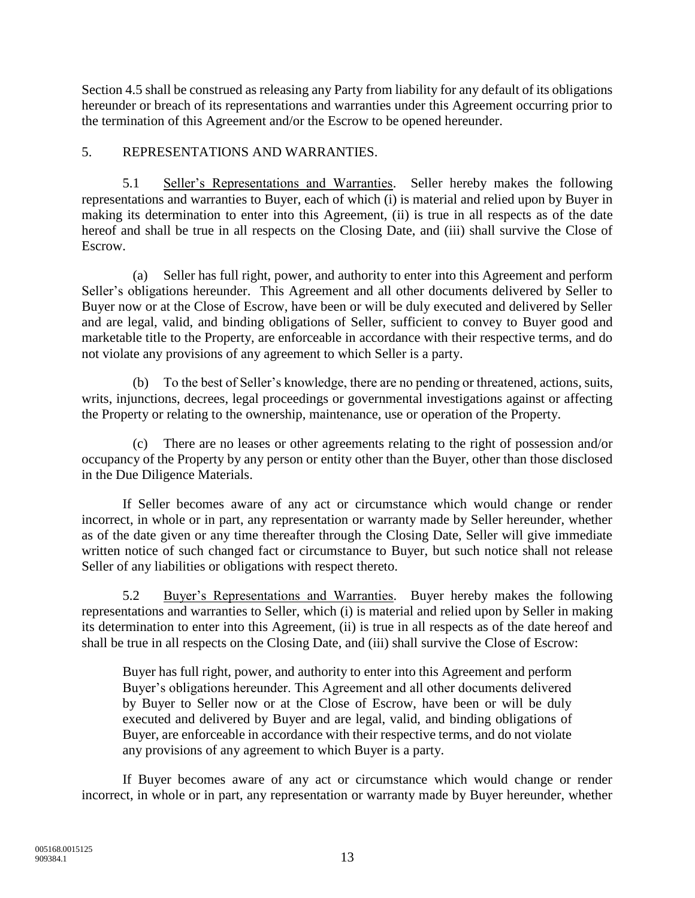Section 4.5 shall be construed as releasing any Party from liability for any default of its obligations hereunder or breach of its representations and warranties under this Agreement occurring prior to the termination of this Agreement and/or the Escrow to be opened hereunder.

## 5. REPRESENTATIONS AND WARRANTIES.

5.1 Seller's Representations and Warranties. Seller hereby makes the following representations and warranties to Buyer, each of which (i) is material and relied upon by Buyer in making its determination to enter into this Agreement, (ii) is true in all respects as of the date hereof and shall be true in all respects on the Closing Date, and (iii) shall survive the Close of Escrow.

(a) Seller has full right, power, and authority to enter into this Agreement and perform Seller's obligations hereunder. This Agreement and all other documents delivered by Seller to Buyer now or at the Close of Escrow, have been or will be duly executed and delivered by Seller and are legal, valid, and binding obligations of Seller, sufficient to convey to Buyer good and marketable title to the Property, are enforceable in accordance with their respective terms, and do not violate any provisions of any agreement to which Seller is a party.

(b) To the best of Seller's knowledge, there are no pending or threatened, actions, suits, writs, injunctions, decrees, legal proceedings or governmental investigations against or affecting the Property or relating to the ownership, maintenance, use or operation of the Property.

(c) There are no leases or other agreements relating to the right of possession and/or occupancy of the Property by any person or entity other than the Buyer, other than those disclosed in the Due Diligence Materials.

If Seller becomes aware of any act or circumstance which would change or render incorrect, in whole or in part, any representation or warranty made by Seller hereunder, whether as of the date given or any time thereafter through the Closing Date, Seller will give immediate written notice of such changed fact or circumstance to Buyer, but such notice shall not release Seller of any liabilities or obligations with respect thereto.

5.2 Buyer's Representations and Warranties. Buyer hereby makes the following representations and warranties to Seller, which (i) is material and relied upon by Seller in making its determination to enter into this Agreement, (ii) is true in all respects as of the date hereof and shall be true in all respects on the Closing Date, and (iii) shall survive the Close of Escrow:

> Buyer has full right, power, and authority to enter into this Agreement and perform Buyer's obligations hereunder. This Agreement and all other documents delivered by Buyer to Seller now or at the Close of Escrow, have been or will be duly executed and delivered by Buyer and are legal, valid, and binding obligations of Buyer, are enforceable in accordance with their respective terms, and do not violate any provisions of any agreement to which Buyer is a party.

If Buyer becomes aware of any act or circumstance which would change or render incorrect, in whole or in part, any representation or warranty made by Buyer hereunder, whether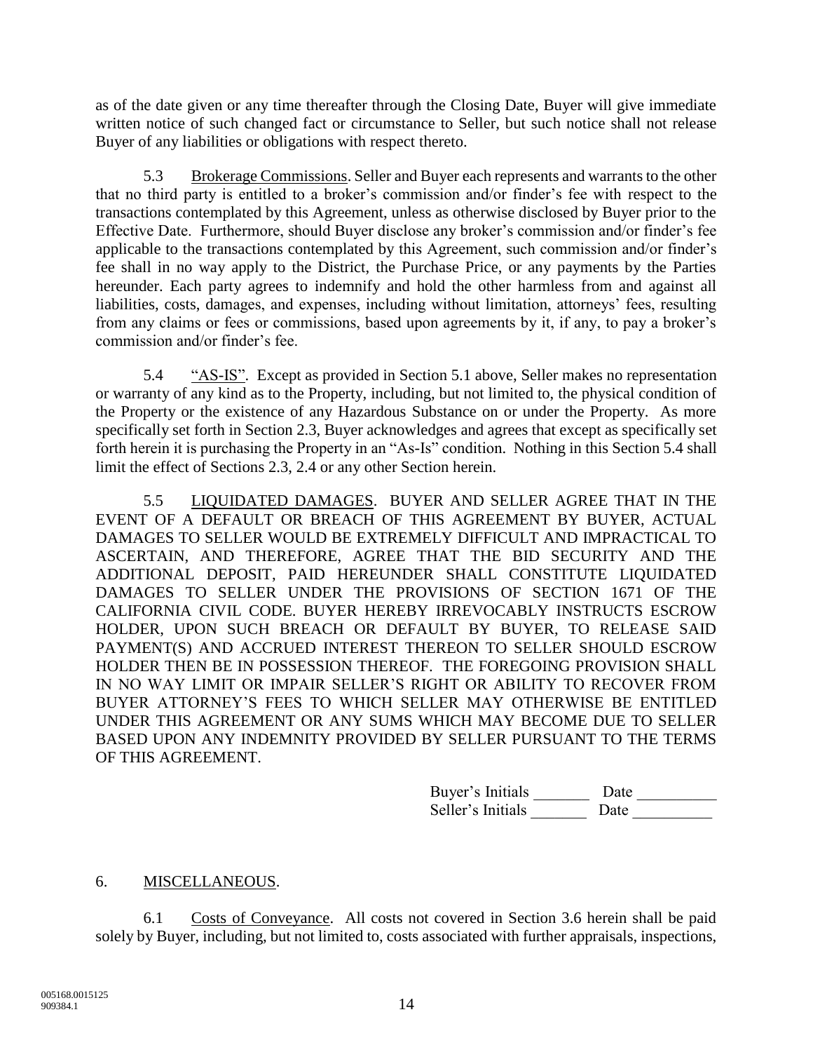as of the date given or any time thereafter through the Closing Date, Buyer will give immediate written notice of such changed fact or circumstance to Seller, but such notice shall not release Buyer of any liabilities or obligations with respect thereto.

5.3 Brokerage Commissions. Seller and Buyer each represents and warrants to the other that no third party is entitled to a broker's commission and/or finder's fee with respect to the transactions contemplated by this Agreement, unless as otherwise disclosed by Buyer prior to the Effective Date. Furthermore, should Buyer disclose any broker's commission and/or finder's fee applicable to the transactions contemplated by this Agreement, such commission and/or finder's fee shall in no way apply to the District, the Purchase Price, or any payments by the Parties hereunder. Each party agrees to indemnify and hold the other harmless from and against all liabilities, costs, damages, and expenses, including without limitation, attorneys' fees, resulting from any claims or fees or commissions, based upon agreements by it, if any, to pay a broker's commission and/or finder's fee.

5.4 "AS-IS". Except as provided in Section 5.1 above, Seller makes no representation or warranty of any kind as to the Property, including, but not limited to, the physical condition of the Property or the existence of any Hazardous Substance on or under the Property. As more specifically set forth in Section 2.3, Buyer acknowledges and agrees that except as specifically set forth herein it is purchasing the Property in an "As-Is" condition. Nothing in this Section 5.4 shall limit the effect of Sections 2.3, 2.4 or any other Section herein.

5.5 LIQUIDATED DAMAGES. BUYER AND SELLER AGREE THAT IN THE EVENT OF A DEFAULT OR BREACH OF THIS AGREEMENT BY BUYER, ACTUAL DAMAGES TO SELLER WOULD BE EXTREMELY DIFFICULT AND IMPRACTICAL TO ASCERTAIN, AND THEREFORE, AGREE THAT THE BID SECURITY AND THE ADDITIONAL DEPOSIT, PAID HEREUNDER SHALL CONSTITUTE LIQUIDATED DAMAGES TO SELLER UNDER THE PROVISIONS OF SECTION 1671 OF THE CALIFORNIA CIVIL CODE. BUYER HEREBY IRREVOCABLY INSTRUCTS ESCROW HOLDER, UPON SUCH BREACH OR DEFAULT BY BUYER, TO RELEASE SAID PAYMENT(S) AND ACCRUED INTEREST THEREON TO SELLER SHOULD ESCROW HOLDER THEN BE IN POSSESSION THEREOF. THE FOREGOING PROVISION SHALL IN NO WAY LIMIT OR IMPAIR SELLER'S RIGHT OR ABILITY TO RECOVER FROM BUYER ATTORNEY'S FEES TO WHICH SELLER MAY OTHERWISE BE ENTITLED UNDER THIS AGREEMENT OR ANY SUMS WHICH MAY BECOME DUE TO SELLER BASED UPON ANY INDEMNITY PROVIDED BY SELLER PURSUANT TO THE TERMS OF THIS AGREEMENT.

Buyer's Initials _______ Date __________
Seller's Initials _______ Date __________

## 6. MISCELLANEOUS.

6.1 Costs of Conveyance. All costs not covered in Section 3.6 herein shall be paid solely by Buyer, including, but not limited to, costs associated with further appraisals, inspections,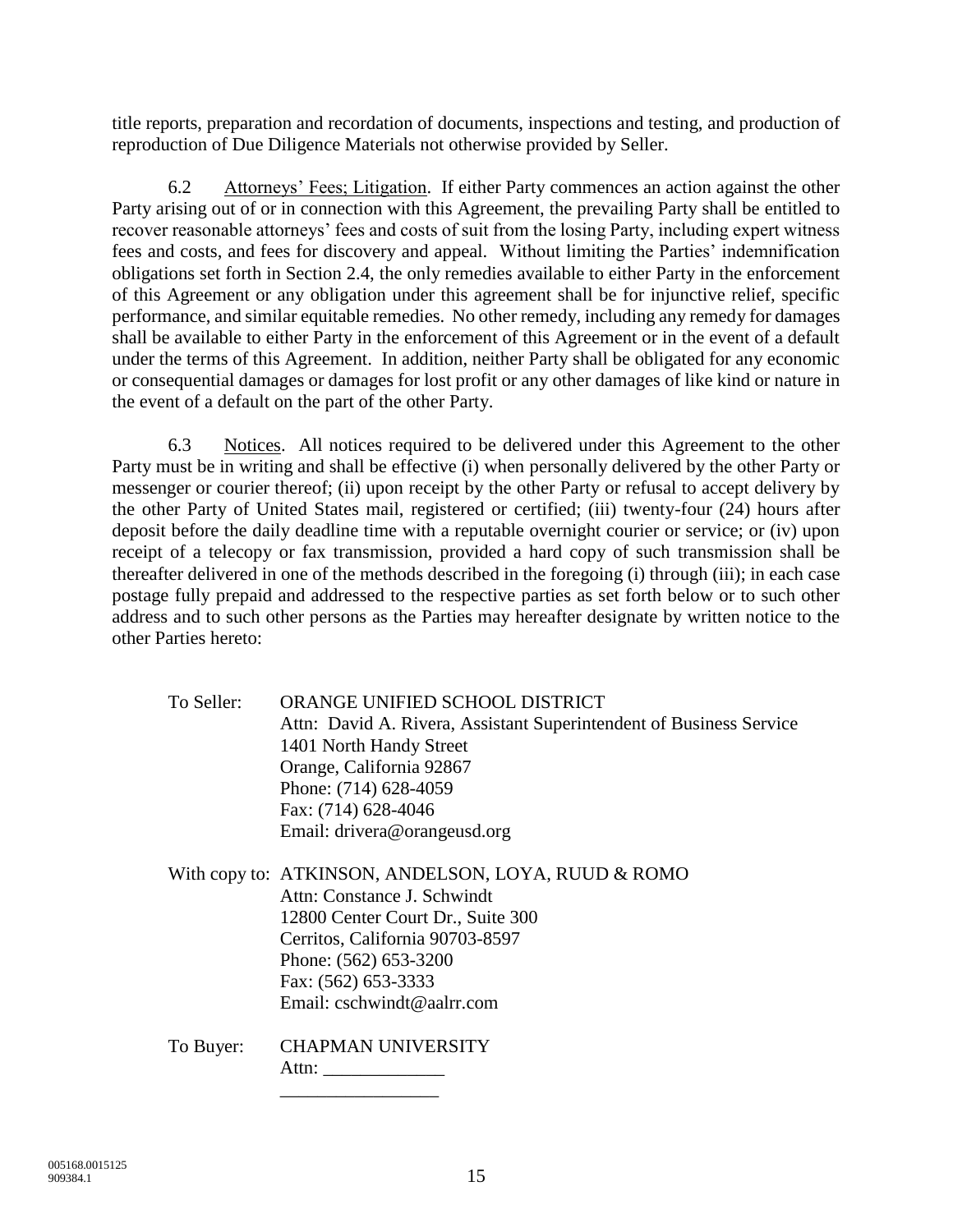title reports, preparation and recordation of documents, inspections and testing, and production of reproduction of Due Diligence Materials not otherwise provided by Seller.

6.2 Attorneys' Fees; Litigation. If either Party commences an action against the other Party arising out of or in connection with this Agreement, the prevailing Party shall be entitled to recover reasonable attorneys' fees and costs of suit from the losing Party, including expert witness fees and costs, and fees for discovery and appeal. Without limiting the Parties' indemnification obligations set forth in Section 2.4, the only remedies available to either Party in the enforcement of this Agreement or any obligation under this agreement shall be for injunctive relief, specific performance, and similar equitable remedies. No other remedy, including any remedy for damages shall be available to either Party in the enforcement of this Agreement or in the event of a default under the terms of this Agreement. In addition, neither Party shall be obligated for any economic or consequential damages or damages for lost profit or any other damages of like kind or nature in the event of a default on the part of the other Party.

6.3 Notices. All notices required to be delivered under this Agreement to the other Party must be in writing and shall be effective (i) when personally delivered by the other Party or messenger or courier thereof; (ii) upon receipt by the other Party or refusal to accept delivery by the other Party of United States mail, registered or certified; (iii) twenty-four (24) hours after deposit before the daily deadline time with a reputable overnight courier or service; or (iv) upon receipt of a telecopy or fax transmission, provided a hard copy of such transmission shall be thereafter delivered in one of the methods described in the foregoing (i) through (iii); in each case postage fully prepaid and addressed to the respective parties as set forth below or to such other address and to such other persons as the Parties may hereafter designate by written notice to the other Parties hereto:

To Seller: ORANGE UNIFIED SCHOOL DISTRICT
Attn: David A. Rivera, Assistant Superintendent of Business Service
1401 North Handy Street
Orange, California 92867
Phone: (714) 628-4059
Fax: (714) 628-4046
Email: drivera@orangeusd.org

With copy to: ATKINSON, ANDELSON, LOYA, RUUD & ROMO
Attn: Constance J. Schwindt
12800 Center Court Dr., Suite 300
Cerritos, California 90703-8597
Phone: (562) 653-3200
Fax: (562) 653-3333
Email: cschwindt@aalrr.com

To Buyer: CHAPMAN UNIVERSITY
Attn: _____________
_________________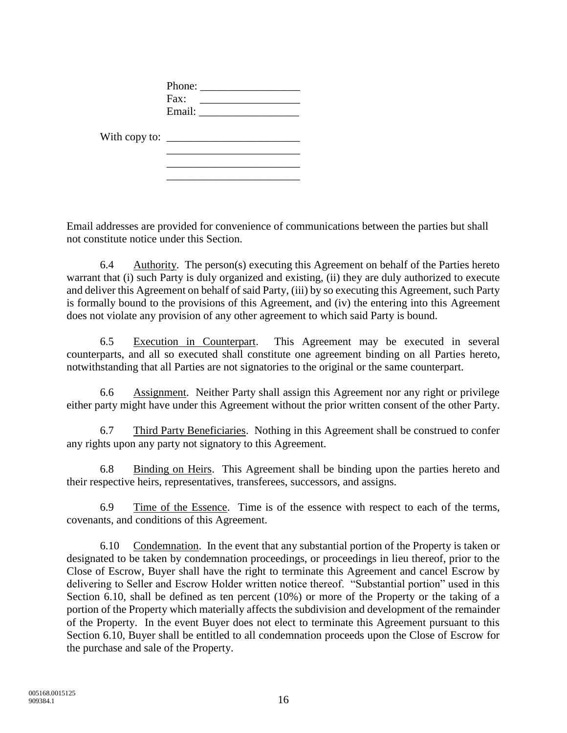Phone: __________________
Fax: __________________
Email: __________________

With copy to: ________________________
________________________
________________________
________________________

Email addresses are provided for convenience of communications between the parties but shall not constitute notice under this Section.

6.4 Authority. The person(s) executing this Agreement on behalf of the Parties hereto warrant that (i) such Party is duly organized and existing, (ii) they are duly authorized to execute and deliver this Agreement on behalf of said Party, (iii) by so executing this Agreement, such Party is formally bound to the provisions of this Agreement, and (iv) the entering into this Agreement does not violate any provision of any other agreement to which said Party is bound.

6.5 Execution in Counterpart. This Agreement may be executed in several counterparts, and all so executed shall constitute one agreement binding on all Parties hereto, notwithstanding that all Parties are not signatories to the original or the same counterpart.

6.6 Assignment. Neither Party shall assign this Agreement nor any right or privilege either party might have under this Agreement without the prior written consent of the other Party.

6.7 Third Party Beneficiaries. Nothing in this Agreement shall be construed to confer any rights upon any party not signatory to this Agreement.

6.8 Binding on Heirs. This Agreement shall be binding upon the parties hereto and their respective heirs, representatives, transferees, successors, and assigns.

6.9 Time of the Essence. Time is of the essence with respect to each of the terms, covenants, and conditions of this Agreement.

6.10 Condemnation. In the event that any substantial portion of the Property is taken or designated to be taken by condemnation proceedings, or proceedings in lieu thereof, prior to the Close of Escrow, Buyer shall have the right to terminate this Agreement and cancel Escrow by delivering to Seller and Escrow Holder written notice thereof. "Substantial portion" used in this Section 6.10, shall be defined as ten percent (10%) or more of the Property or the taking of a portion of the Property which materially affects the subdivision and development of the remainder of the Property. In the event Buyer does not elect to terminate this Agreement pursuant to this Section 6.10, Buyer shall be entitled to all condemnation proceeds upon the Close of Escrow for the purchase and sale of the Property.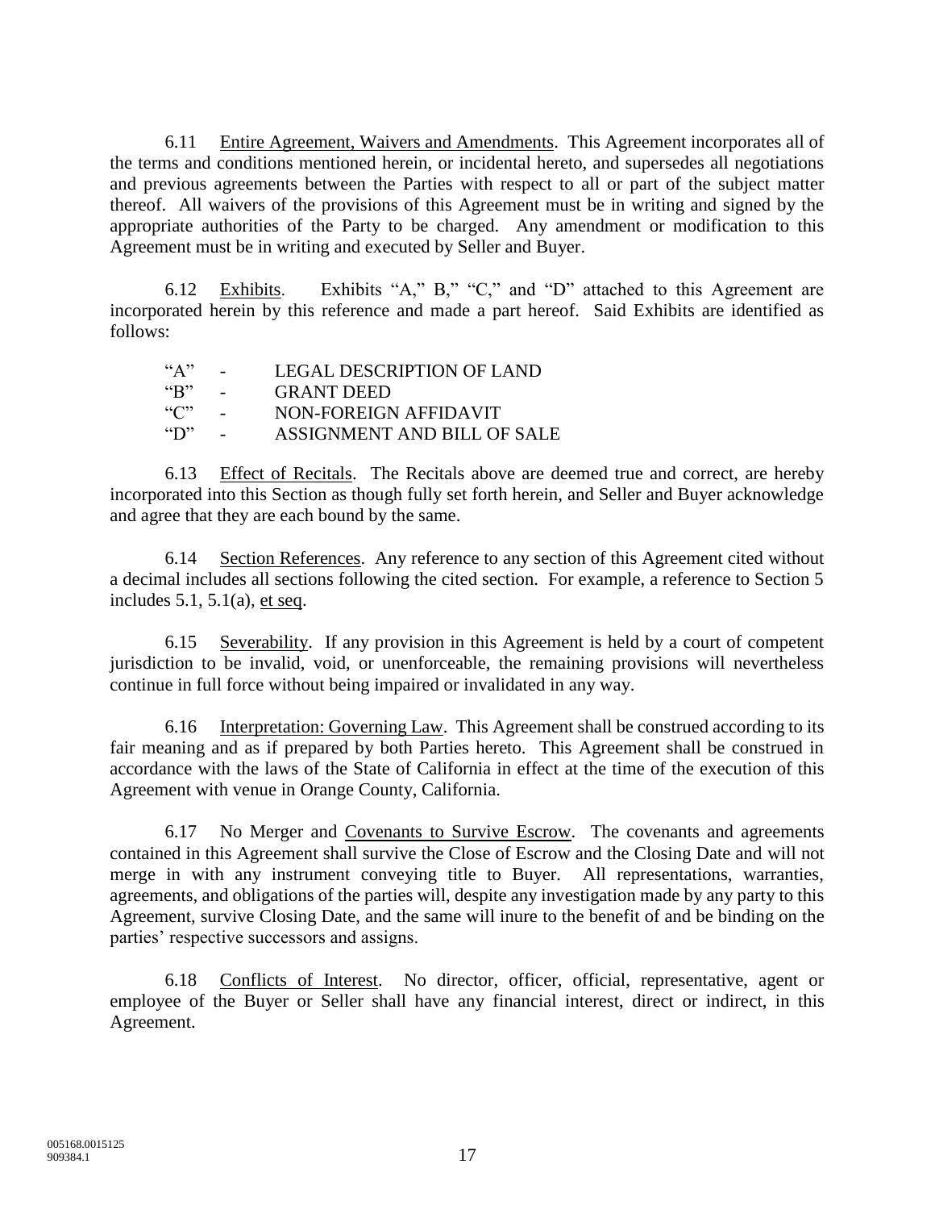6.11 Entire Agreement, Waivers and Amendments. This Agreement incorporates all of the terms and conditions mentioned herein, or incidental hereto, and supersedes all negotiations and previous agreements between the Parties with respect to all or part of the subject matter thereof. All waivers of the provisions of this Agreement must be in writing and signed by the appropriate authorities of the Party to be charged. Any amendment or modification to this Agreement must be in writing and executed by Seller and Buyer.

6.12 Exhibits. Exhibits "A," B," "C," and "D" attached to this Agreement are incorporated herein by this reference and made a part hereof. Said Exhibits are identified as follows:

"A" - LEGAL DESCRIPTION OF LAND
"B" - GRANT DEED
"C" - NON-FOREIGN AFFIDAVIT
"D" - ASSIGNMENT AND BILL OF SALE

6.13 Effect of Recitals. The Recitals above are deemed true and correct, are hereby incorporated into this Section as though fully set forth herein, and Seller and Buyer acknowledge and agree that they are each bound by the same.

6.14 Section References. Any reference to any section of this Agreement cited without a decimal includes all sections following the cited section. For example, a reference to Section 5 includes 5.1, 5.1(a), et seq.

6.15 Severability. If any provision in this Agreement is held by a court of competent jurisdiction to be invalid, void, or unenforceable, the remaining provisions will nevertheless continue in full force without being impaired or invalidated in any way.

6.16 Interpretation: Governing Law. This Agreement shall be construed according to its fair meaning and as if prepared by both Parties hereto. This Agreement shall be construed in accordance with the laws of the State of California in effect at the time of the execution of this Agreement with venue in Orange County, California.

6.17 No Merger and Covenants to Survive Escrow. The covenants and agreements contained in this Agreement shall survive the Close of Escrow and the Closing Date and will not merge in with any instrument conveying title to Buyer. All representations, warranties, agreements, and obligations of the parties will, despite any investigation made by any party to this Agreement, survive Closing Date, and the same will inure to the benefit of and be binding on the parties' respective successors and assigns.

6.18 Conflicts of Interest. No director, officer, official, representative, agent or employee of the Buyer or Seller shall have any financial interest, direct or indirect, in this Agreement.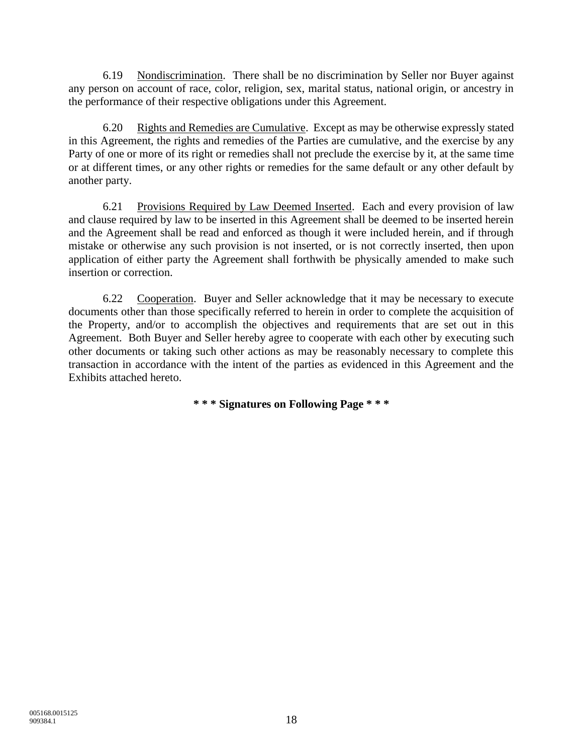6.19 Nondiscrimination. There shall be no discrimination by Seller nor Buyer against any person on account of race, color, religion, sex, marital status, national origin, or ancestry in the performance of their respective obligations under this Agreement.

6.20 Rights and Remedies are Cumulative. Except as may be otherwise expressly stated in this Agreement, the rights and remedies of the Parties are cumulative, and the exercise by any Party of one or more of its right or remedies shall not preclude the exercise by it, at the same time or at different times, or any other rights or remedies for the same default or any other default by another party.

6.21 Provisions Required by Law Deemed Inserted. Each and every provision of law and clause required by law to be inserted in this Agreement shall be deemed to be inserted herein and the Agreement shall be read and enforced as though it were included herein, and if through mistake or otherwise any such provision is not inserted, or is not correctly inserted, then upon application of either party the Agreement shall forthwith be physically amended to make such insertion or correction.

6.22 Cooperation. Buyer and Seller acknowledge that it may be necessary to execute documents other than those specifically referred to herein in order to complete the acquisition of the Property, and/or to accomplish the objectives and requirements that are set out in this Agreement. Both Buyer and Seller hereby agree to cooperate with each other by executing such other documents or taking such other actions as may be reasonably necessary to complete this transaction in accordance with the intent of the parties as evidenced in this Agreement and the Exhibits attached hereto.

**\* \* \* Signatures on Following Page \* \* \***

005168.0015125
909384.1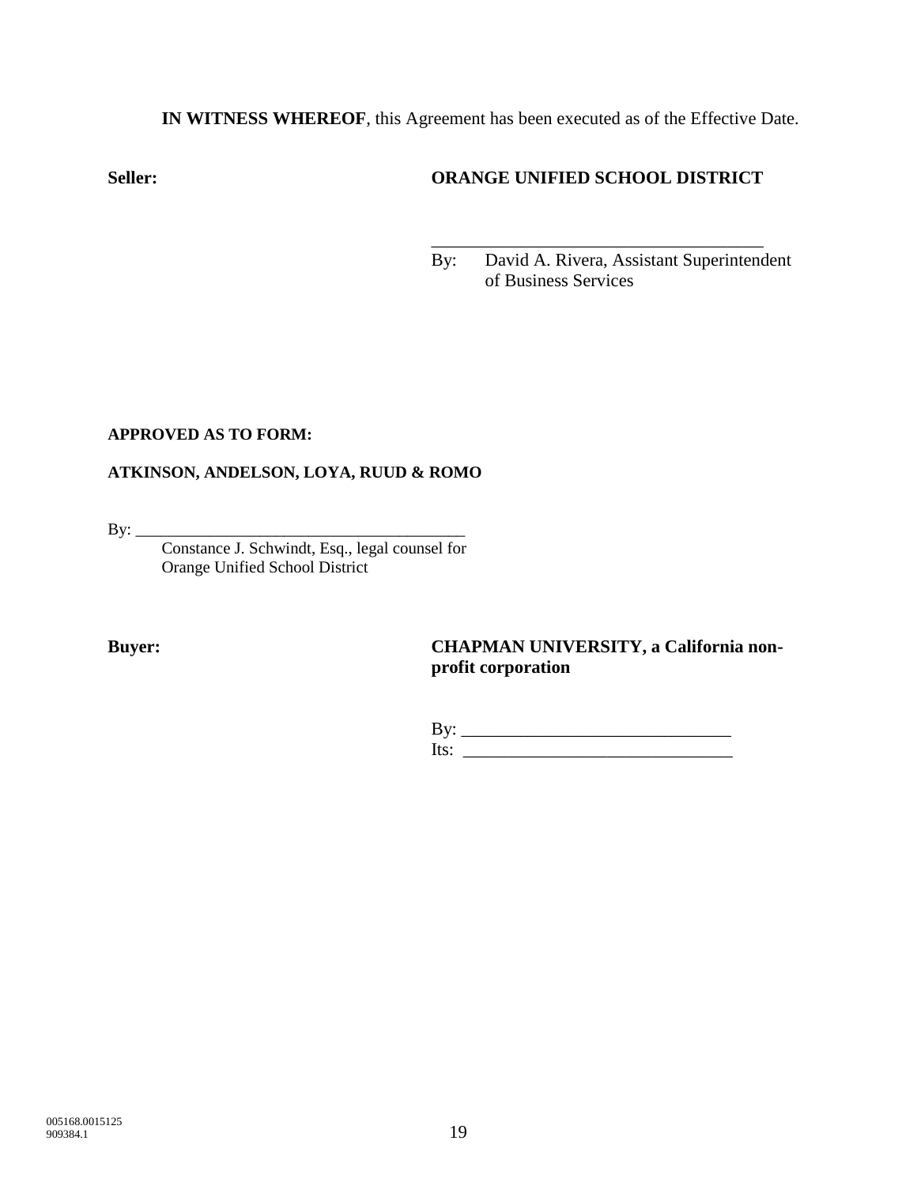**IN WITNESS WHEREOF**, this Agreement has been executed as of the Effective Date.

**Seller:** **ORANGE UNIFIED SCHOOL DISTRICT**

______________________________________
By: David A. Rivera, Assistant Superintendent of Business Services

**APPROVED AS TO FORM:**

**ATKINSON, ANDELSON, LOYA, RUUD & ROMO**

By: ________________________________________
Constance J. Schwindt, Esq., legal counsel for Orange Unified School District

**Buyer:** **CHAPMAN UNIVERSITY, a California non-profit corporation**

By: ______________________________
Its: ______________________________

005168.0015125
909384.1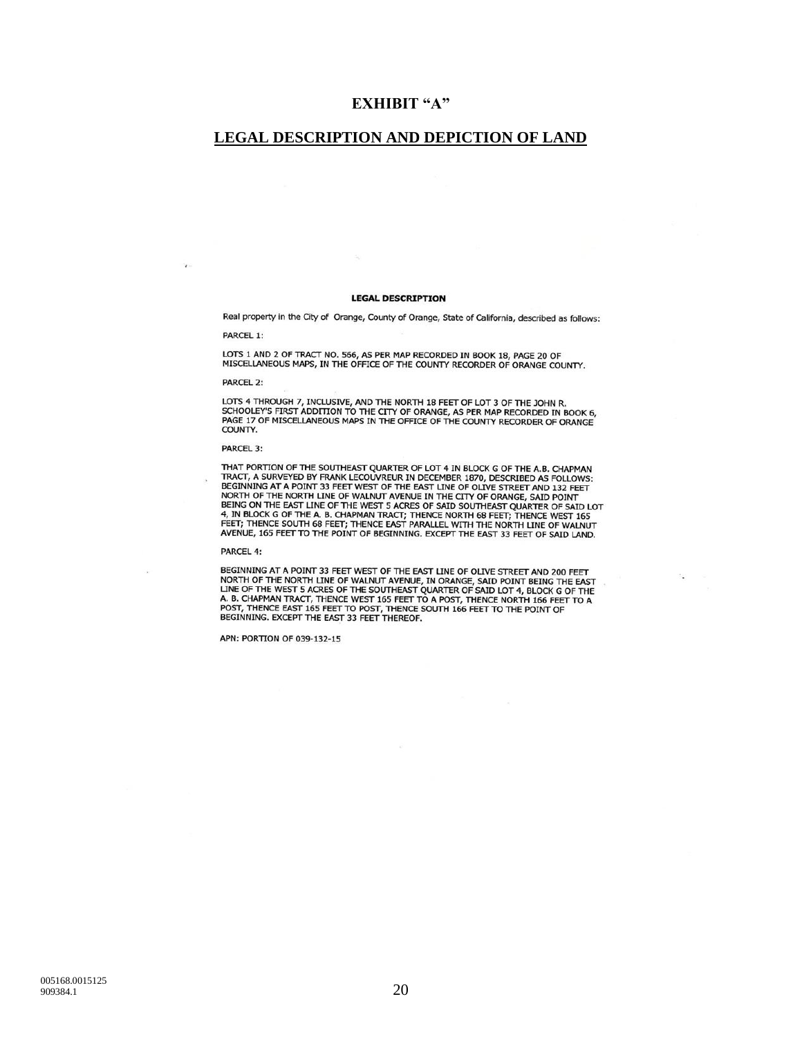# EXHIBIT "A"

## LEGAL DESCRIPTION AND DEPICTION OF LAND

**LEGAL DESCRIPTION**

Real property in the City of Orange, County of Orange, State of California, described as follows:

PARCEL 1:

LOTS 1 AND 2 OF TRACT NO. 566, AS PER MAP RECORDED IN BOOK 18, PAGE 20 OF MISCELLANEOUS MAPS, IN THE OFFICE OF THE COUNTY RECORDER OF ORANGE COUNTY.

PARCEL 2:

LOTS 4 THROUGH 7, INCLUSIVE, AND THE NORTH 18 FEET OF LOT 3 OF THE JOHN R. SCHOOLEY'S FIRST ADDITION TO THE CITY OF ORANGE, AS PER MAP RECORDED IN BOOK 6, PAGE 17 OF MISCELLANEOUS MAPS IN THE OFFICE OF THE COUNTY RECORDER OF ORANGE COUNTY.

PARCEL 3:

THAT PORTION OF THE SOUTHEAST QUARTER OF LOT 4 IN BLOCK G OF THE A.B. CHAPMAN TRACT, A SURVEYED BY FRANK LECOUVREUR IN DECEMBER 1870, DESCRIBED AS FOLLOWS: BEGINNING AT A POINT 33 FEET WEST OF THE EAST LINE OF OLIVE STREET AND 132 FEET NORTH OF THE NORTH LINE OF WALNUT AVENUE IN THE CITY OF ORANGE, SAID POINT BEING ON THE EAST LINE OF THE WEST 5 ACRES OF SAID SOUTHEAST QUARTER OF SAID LOT 4, IN BLOCK G OF THE A. B. CHAPMAN TRACT; THENCE NORTH 68 FEET; THENCE WEST 165 FEET; THENCE SOUTH 68 FEET; THENCE EAST PARALLEL WITH THE NORTH LINE OF WALNUT AVENUE, 165 FEET TO THE POINT OF BEGINNING. EXCEPT THE EAST 33 FEET OF SAID LAND.

PARCEL 4:

BEGINNING AT A POINT 33 FEET WEST OF THE EAST LINE OF OLIVE STREET AND 200 FEET NORTH OF THE NORTH LINE OF WALNUT AVENUE, IN ORANGE, SAID POINT BEING THE EAST LINE OF THE WEST 5 ACRES OF THE SOUTHEAST QUARTER OF SAID LOT 4, BLOCK G OF THE A. B. CHAPMAN TRACT, THENCE WEST 165 FEET TO A POST, THENCE NORTH 166 FEET TO A POST, THENCE EAST 165 FEET TO POST, THENCE SOUTH 166 FEET TO THE POINT OF BEGINNING. EXCEPT THE EAST 33 FEET THEREOF.

APN: PORTION OF 039-132-15

005168.0015125
909384.1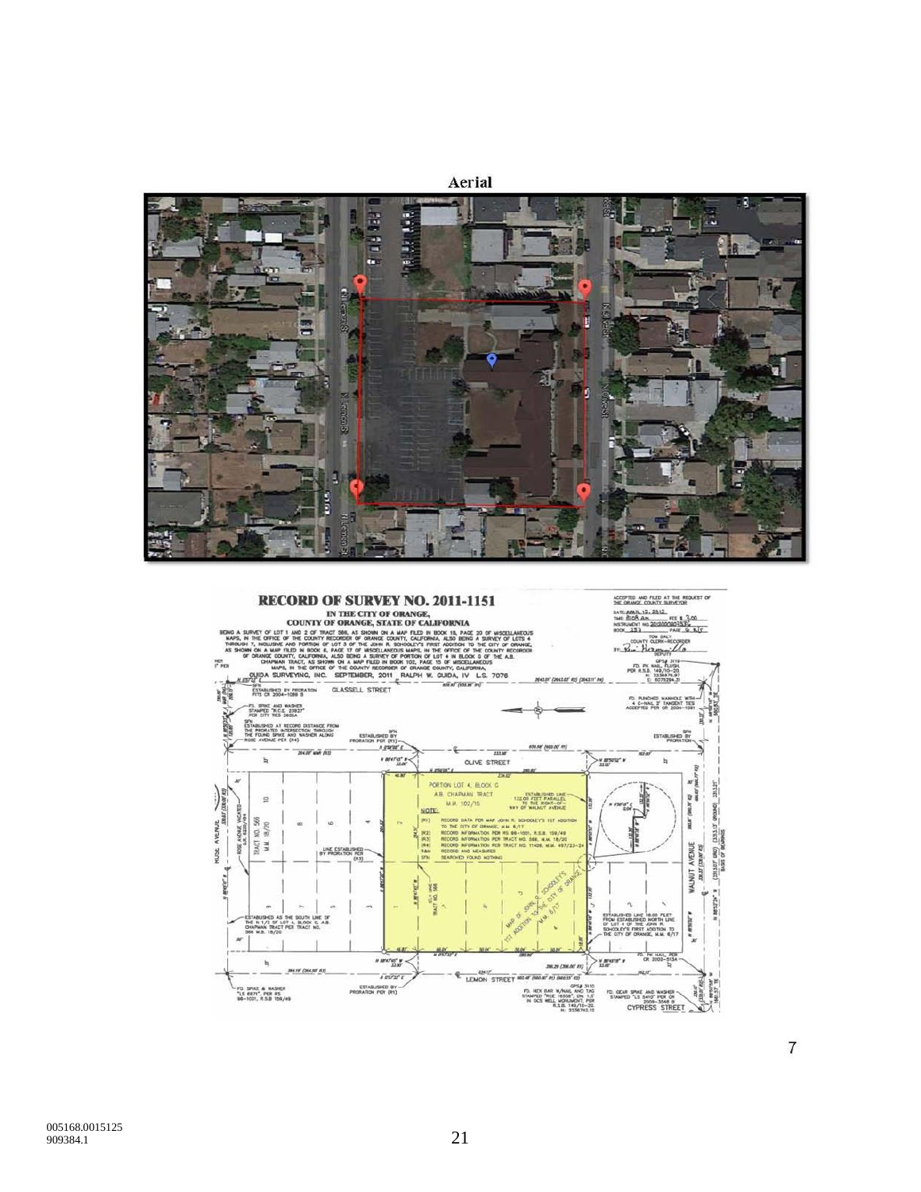Aerial

RECORD OF SURVEY NO. 2011-1151

IN THE CITY OF ORANGE,
COUNTY OF ORANGE, STATE OF CALIFORNIA

BEING A SURVEY OF LOT 1 AND 2 OF TRACT 566, AS SHOWN ON A MAP FILED IN BOOK 18, PAGE 20 OF MISCELLANEOUS MAPS, IN THE OFFICE OF THE COUNTY RECORDER OF ORANGE COUNTY, CALIFORNIA, ALSO BEING A SURVEY OF LOTS 4 THROUGH 7, INCLUSIVE AND PORTION OF LOT 3 OF THE JOHN R. SCHOOLEY'S FIRST ADDITION TO THE CITY OF ORANGE, AS SHOWN ON A MAP FILED IN BOOK 6, PAGE 17 OF MISCELLANEOUS MAPS, IN THE OFFICE OF THE COUNTY RECORDER OF ORANGE COUNTY, CALIFORNIA, ALSO BEING A SURVEY OF PORTION OF LOT 4 IN BLOCK G OF THE A.B. CHAPMAN TRACT, AS SHOWN ON A MAP FILED IN BOOK 102, PAGE 15 OF MISCELLANEOUS MAPS, IN THE OFFICE OF THE COUNTY RECORDER OF ORANGE COUNTY, CALIFORNIA.

GUIDA SURVEYING, INC. SEPTEMBER, 2011 RALPH W. GUIDA, IV L.S. 7076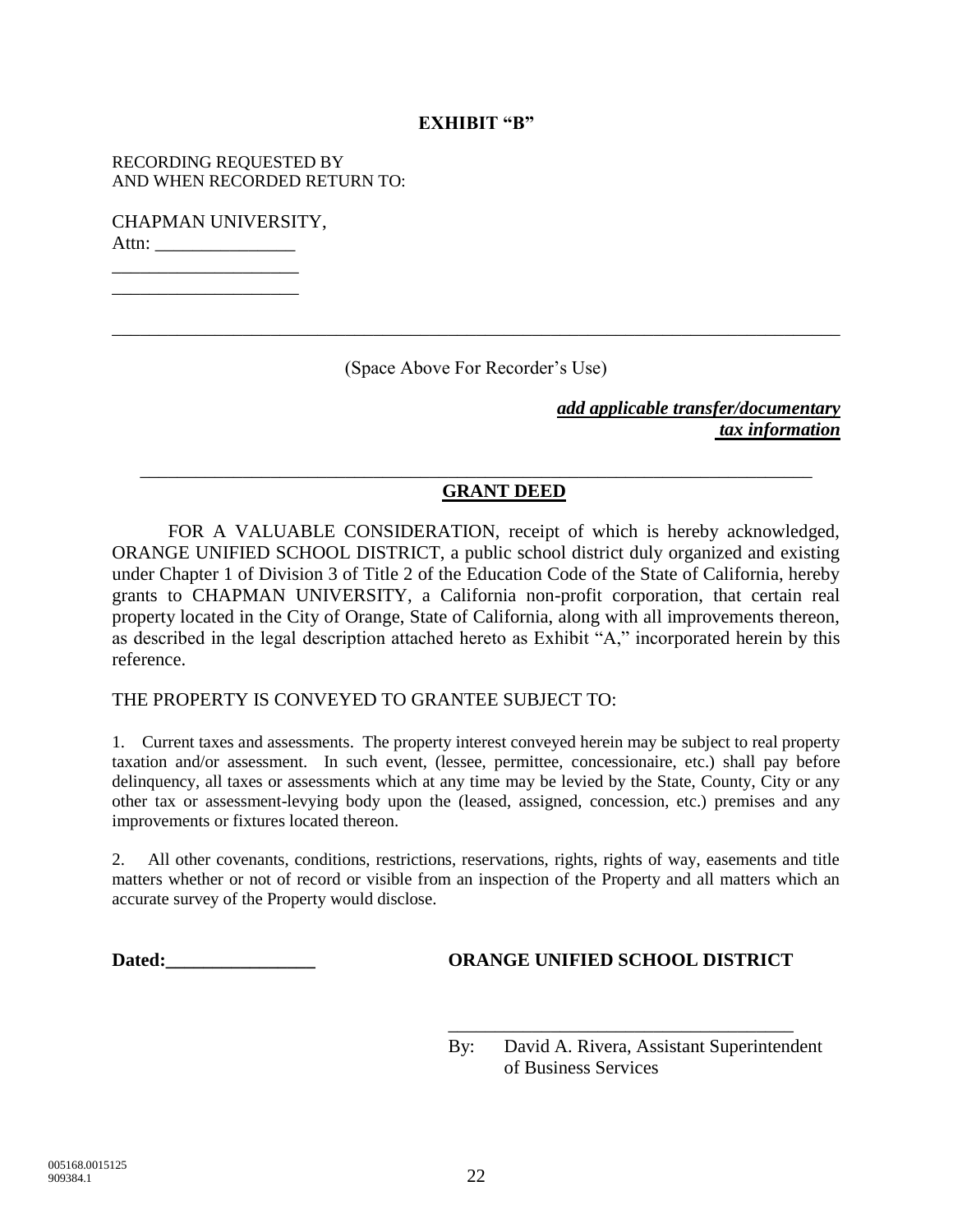**EXHIBIT "B"**

RECORDING REQUESTED BY
AND WHEN RECORDED RETURN TO:

CHAPMAN UNIVERSITY,
Attn: _______________
____________________
____________________

________________________________________________________________________________

(Space Above For Recorder's Use)

***add applicable transfer/documentary tax information***

________________________________________________________________________

**GRANT DEED**

FOR A VALUABLE CONSIDERATION, receipt of which is hereby acknowledged, ORANGE UNIFIED SCHOOL DISTRICT, a public school district duly organized and existing under Chapter 1 of Division 3 of Title 2 of the Education Code of the State of California, hereby grants to CHAPMAN UNIVERSITY, a California non-profit corporation, that certain real property located in the City of Orange, State of California, along with all improvements thereon, as described in the legal description attached hereto as Exhibit "A," incorporated herein by this reference.

THE PROPERTY IS CONVEYED TO GRANTEE SUBJECT TO:

1. Current taxes and assessments. The property interest conveyed herein may be subject to real property taxation and/or assessment. In such event, (lessee, permittee, concessionaire, etc.) shall pay before delinquency, all taxes or assessments which at any time may be levied by the State, County, City or any other tax or assessment-levying body upon the (leased, assigned, concession, etc.) premises and any improvements or fixtures located thereon.

2. All other covenants, conditions, restrictions, reservations, rights, rights of way, easements and title matters whether or not of record or visible from an inspection of the Property and all matters which an accurate survey of the Property would disclose.

**Dated:________________**

**ORANGE UNIFIED SCHOOL DISTRICT**

_____________________________________
By: David A. Rivera, Assistant Superintendent of Business Services

005168.0015125
909384.1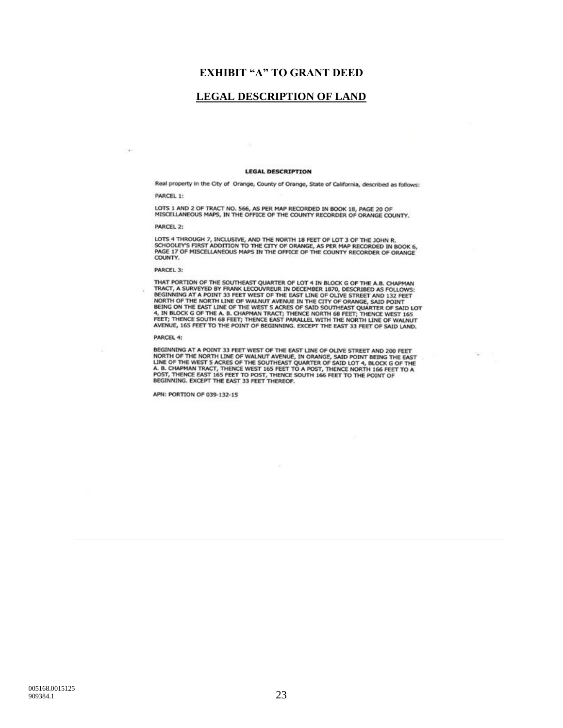# EXHIBIT "A" TO GRANT DEED

## LEGAL DESCRIPTION OF LAND

**LEGAL DESCRIPTION**

Real property in the City of Orange, County of Orange, State of California, described as follows:

PARCEL 1:

LOTS 1 AND 2 OF TRACT NO. 566, AS PER MAP RECORDED IN BOOK 18, PAGE 20 OF MISCELLANEOUS MAPS, IN THE OFFICE OF THE COUNTY RECORDER OF ORANGE COUNTY.

PARCEL 2:

LOTS 4 THROUGH 7, INCLUSIVE, AND THE NORTH 18 FEET OF LOT 3 OF THE JOHN R. SCHOOLEY'S FIRST ADDITION TO THE CITY OF ORANGE, AS PER MAP RECORDED IN BOOK 6, PAGE 17 OF MISCELLANEOUS MAPS IN THE OFFICE OF THE COUNTY RECORDER OF ORANGE COUNTY.

PARCEL 3:

THAT PORTION OF THE SOUTHEAST QUARTER OF LOT 4 IN BLOCK G OF THE A.B. CHAPMAN TRACT, A SURVEYED BY FRANK LECOUVREUR IN DECEMBER 1870, DESCRIBED AS FOLLOWS: BEGINNING AT A POINT 33 FEET WEST OF THE EAST LINE OF OLIVE STREET AND 132 FEET NORTH OF THE NORTH LINE OF WALNUT AVENUE IN THE CITY OF ORANGE, SAID POINT BEING ON THE EAST LINE OF THE WEST 5 ACRES OF SAID SOUTHEAST QUARTER OF SAID LOT 4, IN BLOCK G OF THE A. B. CHAPMAN TRACT; THENCE NORTH 68 FEET; THENCE WEST 165 FEET; THENCE SOUTH 68 FEET; THENCE EAST PARALLEL WITH THE NORTH LINE OF WALNUT AVENUE, 165 FEET TO THE POINT OF BEGINNING. EXCEPT THE EAST 33 FEET OF SAID LAND.

PARCEL 4:

BEGINNING AT A POINT 33 FEET WEST OF THE EAST LINE OF OLIVE STREET AND 200 FEET NORTH OF THE NORTH LINE OF WALNUT AVENUE, IN ORANGE, SAID POINT BEING THE EAST LINE OF THE WEST 5 ACRES OF THE SOUTHEAST QUARTER OF SAID LOT 4, BLOCK G OF THE A. B. CHAPMAN TRACT, THENCE WEST 165 FEET TO A POST, THENCE NORTH 166 FEET TO A POST, THENCE EAST 165 FEET TO POST, THENCE SOUTH 166 FEET TO THE POINT OF BEGINNING. EXCEPT THE EAST 33 FEET THEREOF.

APN: PORTION OF 039-132-15

005168.0015125
909384.1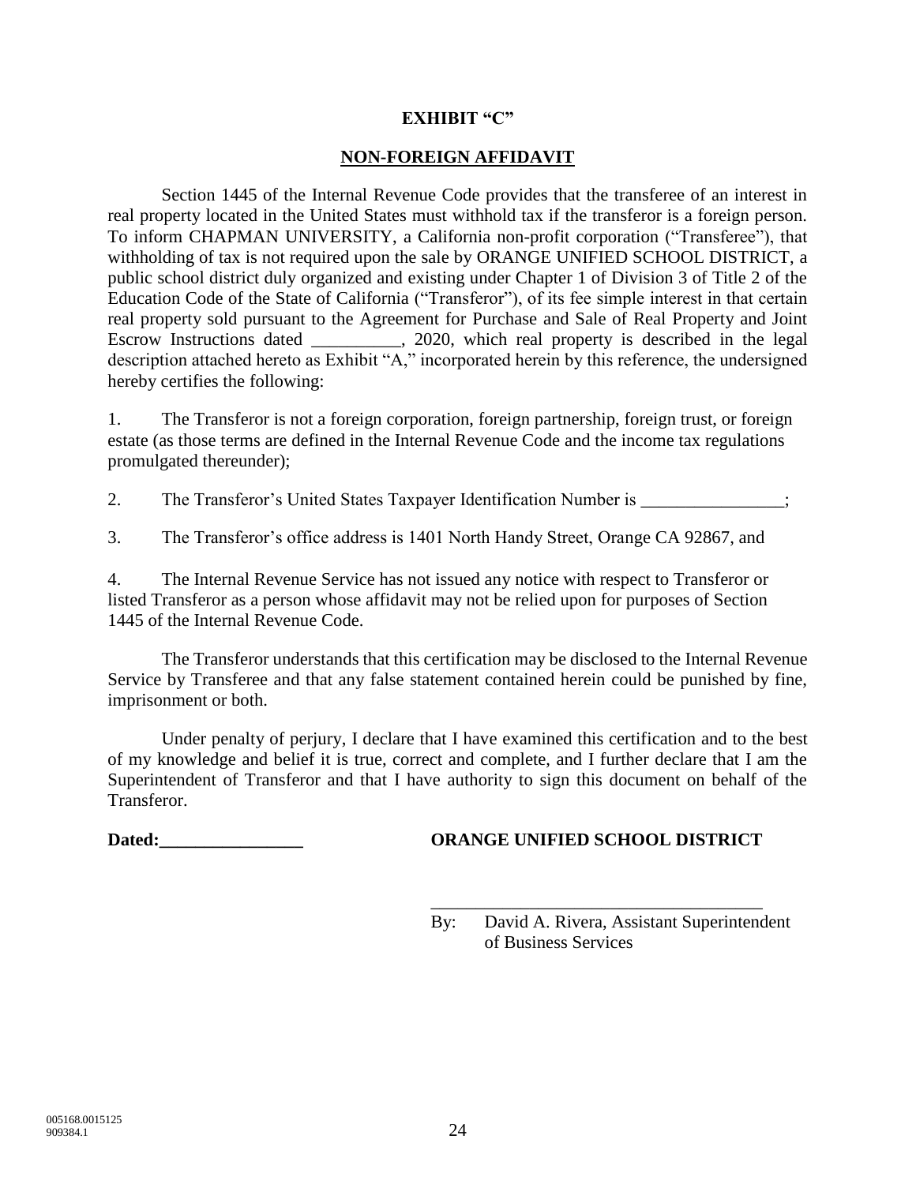**EXHIBIT "C"**

**NON-FOREIGN AFFIDAVIT**

Section 1445 of the Internal Revenue Code provides that the transferee of an interest in real property located in the United States must withhold tax if the transferor is a foreign person. To inform CHAPMAN UNIVERSITY, a California non-profit corporation ("Transferee"), that withholding of tax is not required upon the sale by ORANGE UNIFIED SCHOOL DISTRICT, a public school district duly organized and existing under Chapter 1 of Division 3 of Title 2 of the Education Code of the State of California ("Transferor"), of its fee simple interest in that certain real property sold pursuant to the Agreement for Purchase and Sale of Real Property and Joint Escrow Instructions dated __________, 2020, which real property is described in the legal description attached hereto as Exhibit "A," incorporated herein by this reference, the undersigned hereby certifies the following:

1. The Transferor is not a foreign corporation, foreign partnership, foreign trust, or foreign estate (as those terms are defined in the Internal Revenue Code and the income tax regulations promulgated thereunder);

2. The Transferor's United States Taxpayer Identification Number is ________________;

3. The Transferor's office address is 1401 North Handy Street, Orange CA 92867, and

4. The Internal Revenue Service has not issued any notice with respect to Transferor or listed Transferor as a person whose affidavit may not be relied upon for purposes of Section 1445 of the Internal Revenue Code.

The Transferor understands that this certification may be disclosed to the Internal Revenue Service by Transferee and that any false statement contained herein could be punished by fine, imprisonment or both.

Under penalty of perjury, I declare that I have examined this certification and to the best of my knowledge and belief it is true, correct and complete, and I further declare that I am the Superintendent of Transferor and that I have authority to sign this document on behalf of the Transferor.

**Dated:________________** **ORANGE UNIFIED SCHOOL DISTRICT**

_____________________________________

By: David A. Rivera, Assistant Superintendent of Business Services

005168.0015125
909384.1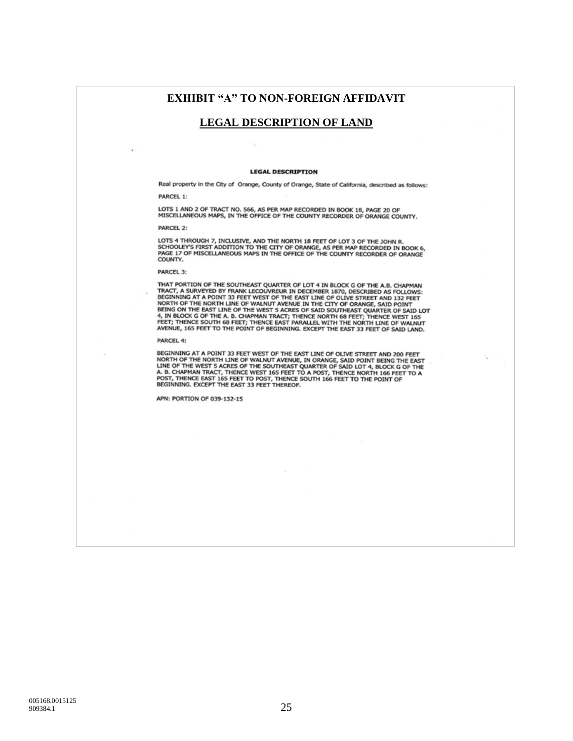# EXHIBIT "A" TO NON-FOREIGN AFFIDAVIT

## LEGAL DESCRIPTION OF LAND

**LEGAL DESCRIPTION**

Real property in the City of Orange, County of Orange, State of California, described as follows:

PARCEL 1:

LOTS 1 AND 2 OF TRACT NO. 566, AS PER MAP RECORDED IN BOOK 18, PAGE 20 OF MISCELLANEOUS MAPS, IN THE OFFICE OF THE COUNTY RECORDER OF ORANGE COUNTY.

PARCEL 2:

LOTS 4 THROUGH 7, INCLUSIVE, AND THE NORTH 18 FEET OF LOT 3 OF THE JOHN R. SCHOOLEY'S FIRST ADDITION TO THE CITY OF ORANGE, AS PER MAP RECORDED IN BOOK 6, PAGE 17 OF MISCELLANEOUS MAPS IN THE OFFICE OF THE COUNTY RECORDER OF ORANGE COUNTY.

PARCEL 3:

THAT PORTION OF THE SOUTHEAST QUARTER OF LOT 4 IN BLOCK G OF THE A.B. CHAPMAN TRACT, A SURVEYED BY FRANK LECOUVREUR IN DECEMBER 1870, DESCRIBED AS FOLLOWS: BEGINNING AT A POINT 33 FEET WEST OF THE EAST LINE OF OLIVE STREET AND 132 FEET NORTH OF THE NORTH LINE OF WALNUT AVENUE IN THE CITY OF ORANGE, SAID POINT BEING ON THE EAST LINE OF THE WEST 5 ACRES OF SAID SOUTHEAST QUARTER OF SAID LOT 4, IN BLOCK G OF THE A. B. CHAPMAN TRACT; THENCE NORTH 68 FEET; THENCE WEST 165 FEET; THENCE SOUTH 68 FEET; THENCE EAST PARALLEL WITH THE NORTH LINE OF WALNUT AVENUE, 165 FEET TO THE POINT OF BEGINNING. EXCEPT THE EAST 33 FEET OF SAID LAND.

PARCEL 4:

BEGINNING AT A POINT 33 FEET WEST OF THE EAST LINE OF OLIVE STREET AND 200 FEET NORTH OF THE NORTH LINE OF WALNUT AVENUE, IN ORANGE, SAID POINT BEING THE EAST LINE OF THE WEST 5 ACRES OF THE SOUTHEAST QUARTER OF SAID LOT 4, BLOCK G OF THE A. B. CHAPMAN TRACT, THENCE WEST 165 FEET TO A POST, THENCE NORTH 166 FEET TO A POST, THENCE EAST 165 FEET TO POST, THENCE SOUTH 166 FEET TO THE POINT OF BEGINNING. EXCEPT THE EAST 33 FEET THEREOF.

APN: PORTION OF 039-132-15

005168.0015125
909384.1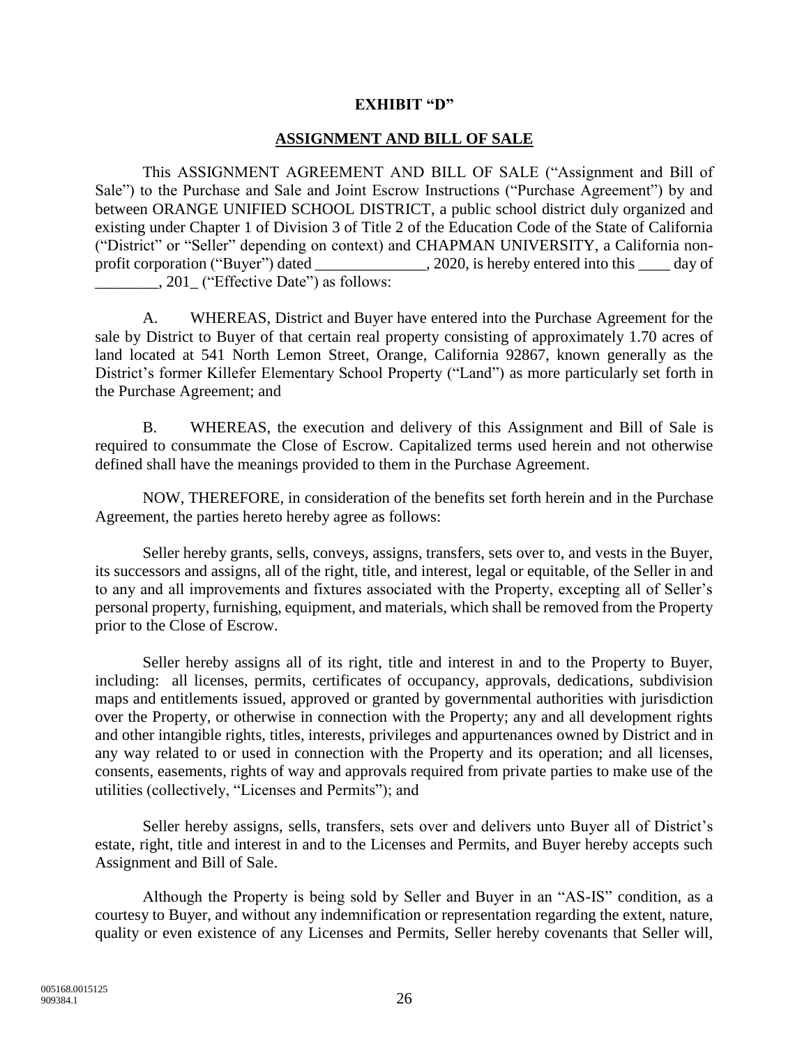**EXHIBIT "D"**

**ASSIGNMENT AND BILL OF SALE**

This ASSIGNMENT AGREEMENT AND BILL OF SALE ("Assignment and Bill of Sale") to the Purchase and Sale and Joint Escrow Instructions ("Purchase Agreement") by and between ORANGE UNIFIED SCHOOL DISTRICT, a public school district duly organized and existing under Chapter 1 of Division 3 of Title 2 of the Education Code of the State of California ("District" or "Seller" depending on context) and CHAPMAN UNIVERSITY, a California non-profit corporation ("Buyer") dated ______________, 2020, is hereby entered into this ____ day of ________, 201_ ("Effective Date") as follows:

A. WHEREAS, District and Buyer have entered into the Purchase Agreement for the sale by District to Buyer of that certain real property consisting of approximately 1.70 acres of land located at 541 North Lemon Street, Orange, California 92867, known generally as the District's former Killefer Elementary School Property ("Land") as more particularly set forth in the Purchase Agreement; and

B. WHEREAS, the execution and delivery of this Assignment and Bill of Sale is required to consummate the Close of Escrow. Capitalized terms used herein and not otherwise defined shall have the meanings provided to them in the Purchase Agreement.

NOW, THEREFORE, in consideration of the benefits set forth herein and in the Purchase Agreement, the parties hereto hereby agree as follows:

Seller hereby grants, sells, conveys, assigns, transfers, sets over to, and vests in the Buyer, its successors and assigns, all of the right, title, and interest, legal or equitable, of the Seller in and to any and all improvements and fixtures associated with the Property, excepting all of Seller's personal property, furnishing, equipment, and materials, which shall be removed from the Property prior to the Close of Escrow.

Seller hereby assigns all of its right, title and interest in and to the Property to Buyer, including: all licenses, permits, certificates of occupancy, approvals, dedications, subdivision maps and entitlements issued, approved or granted by governmental authorities with jurisdiction over the Property, or otherwise in connection with the Property; any and all development rights and other intangible rights, titles, interests, privileges and appurtenances owned by District and in any way related to or used in connection with the Property and its operation; and all licenses, consents, easements, rights of way and approvals required from private parties to make use of the utilities (collectively, "Licenses and Permits"); and

Seller hereby assigns, sells, transfers, sets over and delivers unto Buyer all of District's estate, right, title and interest in and to the Licenses and Permits, and Buyer hereby accepts such Assignment and Bill of Sale.

Although the Property is being sold by Seller and Buyer in an "AS-IS" condition, as a courtesy to Buyer, and without any indemnification or representation regarding the extent, nature, quality or even existence of any Licenses and Permits, Seller hereby covenants that Seller will,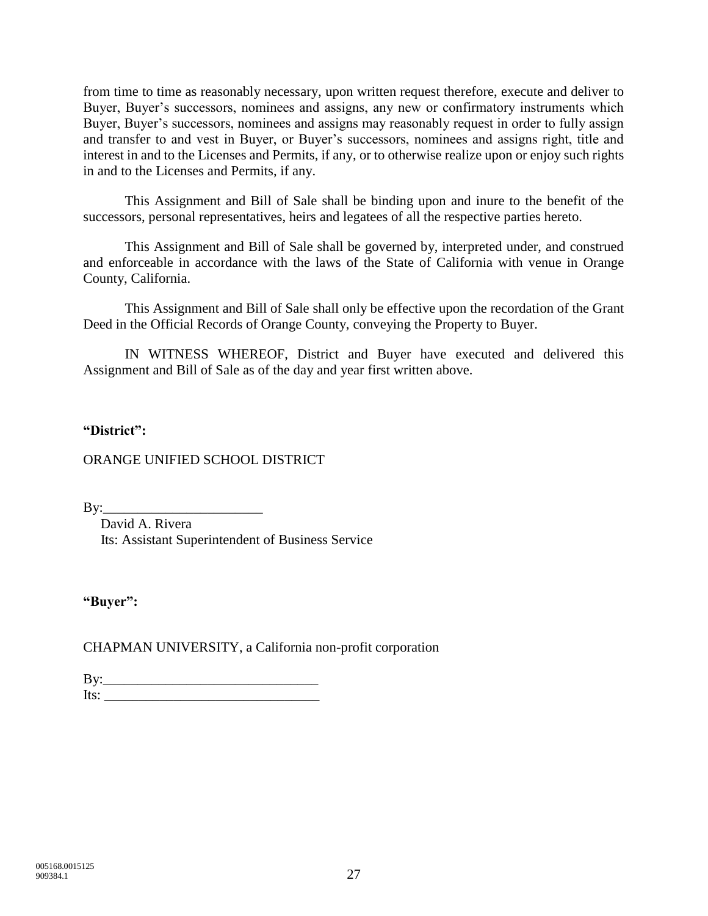from time to time as reasonably necessary, upon written request therefore, execute and deliver to Buyer, Buyer's successors, nominees and assigns, any new or confirmatory instruments which Buyer, Buyer's successors, nominees and assigns may reasonably request in order to fully assign and transfer to and vest in Buyer, or Buyer's successors, nominees and assigns right, title and interest in and to the Licenses and Permits, if any, or to otherwise realize upon or enjoy such rights in and to the Licenses and Permits, if any.

This Assignment and Bill of Sale shall be binding upon and inure to the benefit of the successors, personal representatives, heirs and legatees of all the respective parties hereto.

This Assignment and Bill of Sale shall be governed by, interpreted under, and construed and enforceable in accordance with the laws of the State of California with venue in Orange County, California.

This Assignment and Bill of Sale shall only be effective upon the recordation of the Grant Deed in the Official Records of Orange County, conveying the Property to Buyer.

IN WITNESS WHEREOF, District and Buyer have executed and delivered this Assignment and Bill of Sale as of the day and year first written above.

**"District":**

ORANGE UNIFIED SCHOOL DISTRICT

By:_______________________
David A. Rivera
Its: Assistant Superintendent of Business Service

**"Buyer":**

CHAPMAN UNIVERSITY, a California non-profit corporation

By:_______________________________
Its: _______________________________

005168.0015125
909384.1